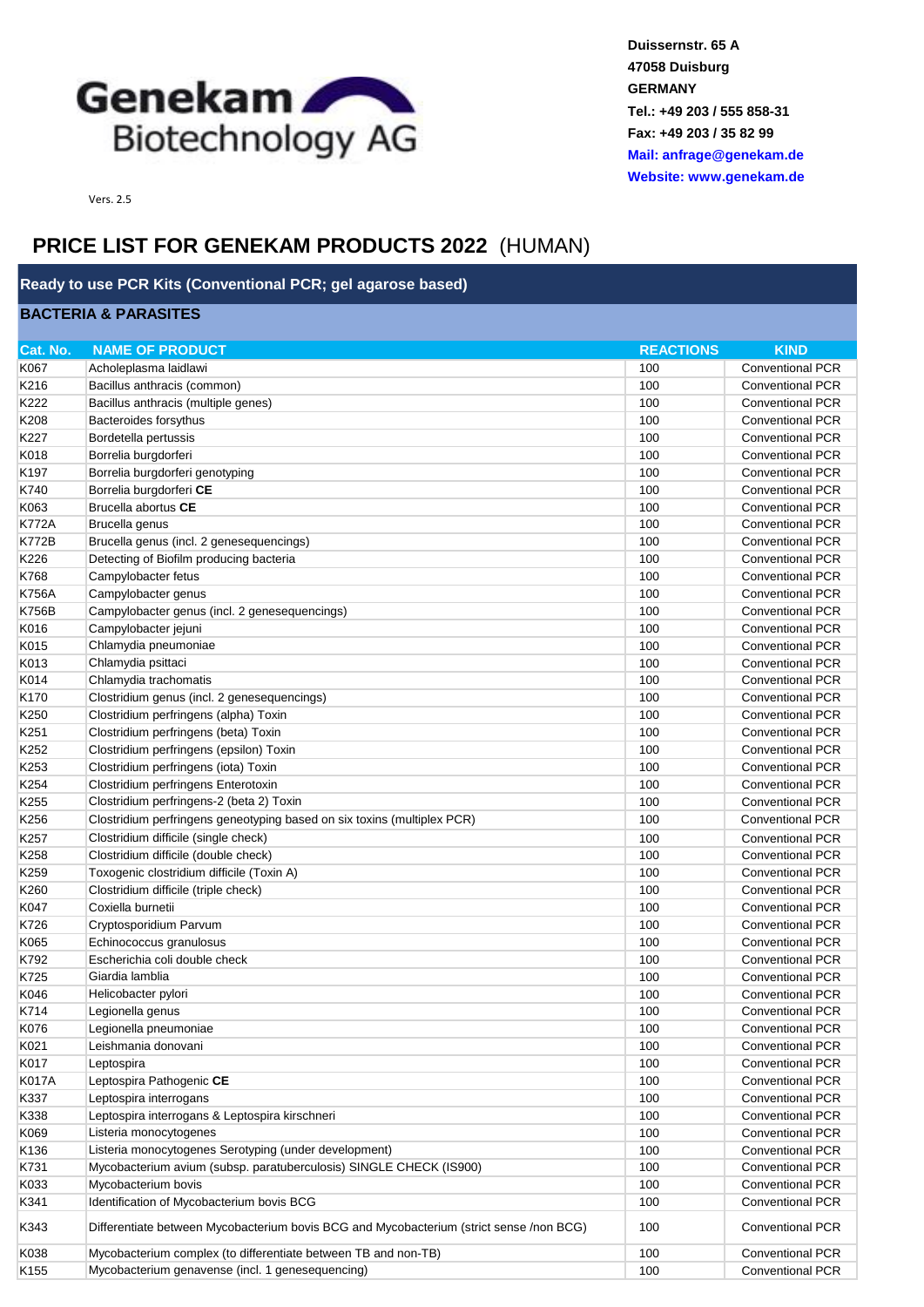**Genekam Biotechnology AG**

Vers. 2.5

**Duissernstr. 65 A**
**47058 Duisburg**
**GERMANY**
**Tel.: +49 203 / 555 858-31**
**Fax: +49 203 / 35 82 99**
**Mail: anfrage@genekam.de**
**Website: www.genekam.de**

# PRICE LIST FOR GENEKAM PRODUCTS 2022 (HUMAN)

## Ready to use PCR Kits (Conventional PCR; gel agarose based)

### BACTERIA & PARASITES

| Cat. No. | NAME OF PRODUCT | REACTIONS | KIND |
|---|---|---|---|
| K067 | Acholeplasma laidlawi | 100 | Conventional PCR |
| K216 | Bacillus anthracis (common) | 100 | Conventional PCR |
| K222 | Bacillus anthracis (multiple genes) | 100 | Conventional PCR |
| K208 | Bacteroides forsythus | 100 | Conventional PCR |
| K227 | Bordetella pertussis | 100 | Conventional PCR |
| K018 | Borrelia burgdorferi | 100 | Conventional PCR |
| K197 | Borrelia burgdorferi genotyping | 100 | Conventional PCR |
| K740 | Borrelia burgdorferi **CE** | 100 | Conventional PCR |
| K063 | Brucella abortus **CE** | 100 | Conventional PCR |
| K772A | Brucella genus | 100 | Conventional PCR |
| K772B | Brucella genus (incl. 2 genesequencings) | 100 | Conventional PCR |
| K226 | Detecting of Biofilm producing bacteria | 100 | Conventional PCR |
| K768 | Campylobacter fetus | 100 | Conventional PCR |
| K756A | Campylobacter genus | 100 | Conventional PCR |
| K756B | Campylobacter genus (incl. 2 genesequencings) | 100 | Conventional PCR |
| K016 | Campylobacter jejuni | 100 | Conventional PCR |
| K015 | Chlamydia pneumoniae | 100 | Conventional PCR |
| K013 | Chlamydia psittaci | 100 | Conventional PCR |
| K014 | Chlamydia trachomatis | 100 | Conventional PCR |
| K170 | Clostridium genus (incl. 2 genesequencings) | 100 | Conventional PCR |
| K250 | Clostridium perfringens (alpha) Toxin | 100 | Conventional PCR |
| K251 | Clostridium perfringens (beta) Toxin | 100 | Conventional PCR |
| K252 | Clostridium perfringens (epsilon) Toxin | 100 | Conventional PCR |
| K253 | Clostridium perfringens (iota) Toxin | 100 | Conventional PCR |
| K254 | Clostridium perfringens Enterotoxin | 100 | Conventional PCR |
| K255 | Clostridium perfringens-2 (beta 2) Toxin | 100 | Conventional PCR |
| K256 | Clostridium perfringens geneotyping based on six toxins (multiplex PCR) | 100 | Conventional PCR |
| K257 | Clostridium difficile (single check) | 100 | Conventional PCR |
| K258 | Clostridium difficile (double check) | 100 | Conventional PCR |
| K259 | Toxogenic clostridium difficile (Toxin A) | 100 | Conventional PCR |
| K260 | Clostridium difficile (triple check) | 100 | Conventional PCR |
| K047 | Coxiella burnetii | 100 | Conventional PCR |
| K726 | Cryptosporidium Parvum | 100 | Conventional PCR |
| K065 | Echinococcus granulosus | 100 | Conventional PCR |
| K792 | Escherichia coli double check | 100 | Conventional PCR |
| K725 | Giardia lamblia | 100 | Conventional PCR |
| K046 | Helicobacter pylori | 100 | Conventional PCR |
| K714 | Legionella genus | 100 | Conventional PCR |
| K076 | Legionella pneumoniae | 100 | Conventional PCR |
| K021 | Leishmania donovani | 100 | Conventional PCR |
| K017 | Leptospira | 100 | Conventional PCR |
| K017A | Leptospira Pathogenic **CE** | 100 | Conventional PCR |
| K337 | Leptospira interrogans | 100 | Conventional PCR |
| K338 | Leptospira interrogans & Leptospira kirschneri | 100 | Conventional PCR |
| K069 | Listeria monocytogenes | 100 | Conventional PCR |
| K136 | Listeria monocytogenes Serotyping (under development) | 100 | Conventional PCR |
| K731 | Mycobacterium avium (subsp. paratuberculosis) SINGLE CHECK (IS900) | 100 | Conventional PCR |
| K033 | Mycobacterium bovis | 100 | Conventional PCR |
| K341 | Identification of Mycobacterium bovis BCG | 100 | Conventional PCR |
| K343 | Differentiate between Mycobacterium bovis BCG and Mycobacterium (strict sense /non BCG) | 100 | Conventional PCR |
| K038 | Mycobacterium complex (to differentiate between TB and non-TB) | 100 | Conventional PCR |
| K155 | Mycobacterium genavense (incl. 1 genesequencing) | 100 | Conventional PCR |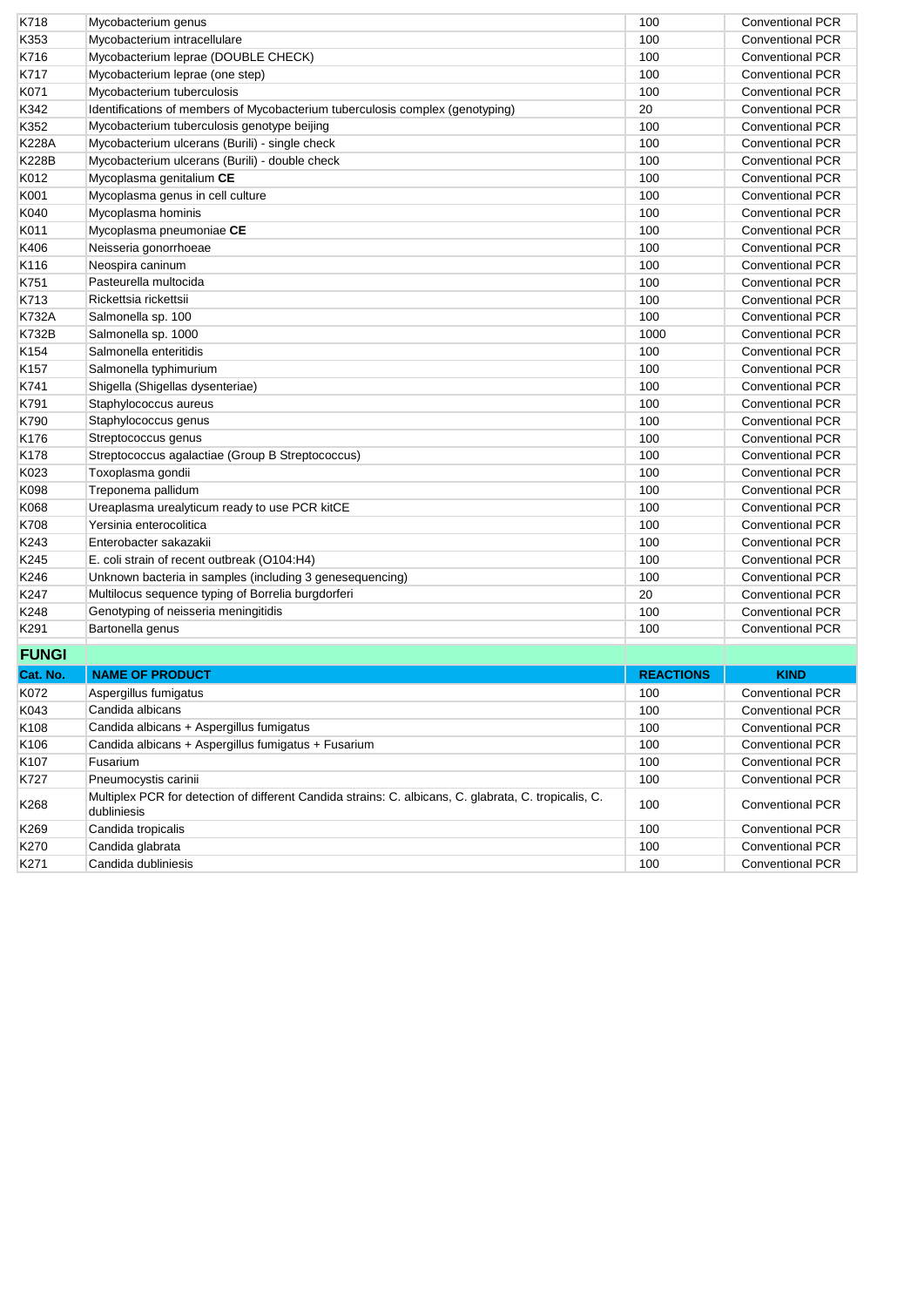| | | | |
|---|---|---|---|
| K718 | Mycobacterium genus | 100 | Conventional PCR |
| K353 | Mycobacterium intracellulare | 100 | Conventional PCR |
| K716 | Mycobacterium leprae (DOUBLE CHECK) | 100 | Conventional PCR |
| K717 | Mycobacterium leprae (one step) | 100 | Conventional PCR |
| K071 | Mycobacterium tuberculosis | 100 | Conventional PCR |
| K342 | Identifications of members of Mycobacterium tuberculosis complex (genotyping) | 20 | Conventional PCR |
| K352 | Mycobacterium tuberculosis genotype beijing | 100 | Conventional PCR |
| K228A | Mycobacterium ulcerans (Burili) - single check | 100 | Conventional PCR |
| K228B | Mycobacterium ulcerans (Burili) - double check | 100 | Conventional PCR |
| K012 | Mycoplasma genitalium **CE** | 100 | Conventional PCR |
| K001 | Mycoplasma genus in cell culture | 100 | Conventional PCR |
| K040 | Mycoplasma hominis | 100 | Conventional PCR |
| K011 | Mycoplasma pneumoniae **CE** | 100 | Conventional PCR |
| K406 | Neisseria gonorrhoeae | 100 | Conventional PCR |
| K116 | Neospira caninum | 100 | Conventional PCR |
| K751 | Pasteurella multocida | 100 | Conventional PCR |
| K713 | Rickettsia rickettsii | 100 | Conventional PCR |
| K732A | Salmonella sp. 100 | 100 | Conventional PCR |
| K732B | Salmonella sp. 1000 | 1000 | Conventional PCR |
| K154 | Salmonella enteritidis | 100 | Conventional PCR |
| K157 | Salmonella typhimurium | 100 | Conventional PCR |
| K741 | Shigella (Shigellas dysenteriae) | 100 | Conventional PCR |
| K791 | Staphylococcus aureus | 100 | Conventional PCR |
| K790 | Staphylococcus genus | 100 | Conventional PCR |
| K176 | Streptococcus genus | 100 | Conventional PCR |
| K178 | Streptococcus agalactiae (Group B Streptococcus) | 100 | Conventional PCR |
| K023 | Toxoplasma gondii | 100 | Conventional PCR |
| K098 | Treponema pallidum | 100 | Conventional PCR |
| K068 | Ureaplasma urealyticum ready to use PCR kitCE | 100 | Conventional PCR |
| K708 | Yersinia enterocolitica | 100 | Conventional PCR |
| K243 | Enterobacter sakazakii | 100 | Conventional PCR |
| K245 | E. coli strain of recent outbreak (O104:H4) | 100 | Conventional PCR |
| K246 | Unknown bacteria in samples (including 3 genesequencing) | 100 | Conventional PCR |
| K247 | Multilocus sequence typing of Borrelia burgdorferi | 20 | Conventional PCR |
| K248 | Genotyping of neisseria meningitidis | 100 | Conventional PCR |
| K291 | Bartonella genus | 100 | Conventional PCR |

## FUNGI

| Cat. No. | NAME OF PRODUCT | REACTIONS | KIND |
|---|---|---|---|
| K072 | Aspergillus fumigatus | 100 | Conventional PCR |
| K043 | Candida albicans | 100 | Conventional PCR |
| K108 | Candida albicans + Aspergillus fumigatus | 100 | Conventional PCR |
| K106 | Candida albicans + Aspergillus fumigatus + Fusarium | 100 | Conventional PCR |
| K107 | Fusarium | 100 | Conventional PCR |
| K727 | Pneumocystis carinii | 100 | Conventional PCR |
| K268 | Multiplex PCR for detection of different Candida strains: C. albicans, C. glabrata, C. tropicalis, C. dubliniesis | 100 | Conventional PCR |
| K269 | Candida tropicalis | 100 | Conventional PCR |
| K270 | Candida glabrata | 100 | Conventional PCR |
| K271 | Candida dubliniesis | 100 | Conventional PCR |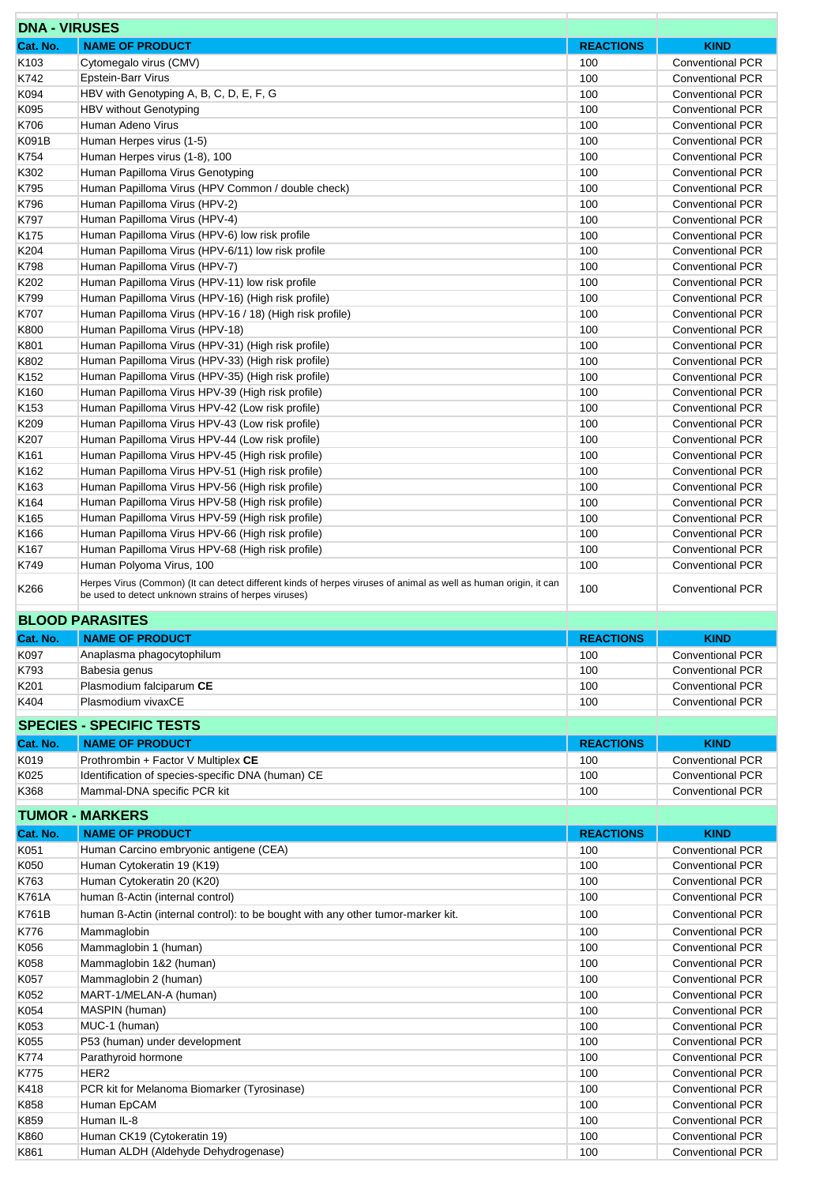## DNA - VIRUSES

| Cat. No. | NAME OF PRODUCT | REACTIONS | KIND |
|---|---|---|---|
| K103 | Cytomegalo virus (CMV) | 100 | Conventional PCR |
| K742 | Epstein-Barr Virus | 100 | Conventional PCR |
| K094 | HBV with Genotyping A, B, C, D, E, F, G | 100 | Conventional PCR |
| K095 | HBV without Genotyping | 100 | Conventional PCR |
| K706 | Human Adeno Virus | 100 | Conventional PCR |
| K091B | Human Herpes virus (1-5) | 100 | Conventional PCR |
| K754 | Human Herpes virus (1-8), 100 | 100 | Conventional PCR |
| K302 | Human Papilloma Virus Genotyping | 100 | Conventional PCR |
| K795 | Human Papilloma Virus (HPV Common / double check) | 100 | Conventional PCR |
| K796 | Human Papilloma Virus (HPV-2) | 100 | Conventional PCR |
| K797 | Human Papilloma Virus (HPV-4) | 100 | Conventional PCR |
| K175 | Human Papilloma Virus (HPV-6) low risk profile | 100 | Conventional PCR |
| K204 | Human Papilloma Virus (HPV-6/11) low risk profile | 100 | Conventional PCR |
| K798 | Human Papilloma Virus (HPV-7) | 100 | Conventional PCR |
| K202 | Human Papilloma Virus (HPV-11) low risk profile | 100 | Conventional PCR |
| K799 | Human Papilloma Virus (HPV-16) (High risk profile) | 100 | Conventional PCR |
| K707 | Human Papilloma Virus (HPV-16 / 18) (High risk profile) | 100 | Conventional PCR |
| K800 | Human Papilloma Virus (HPV-18) | 100 | Conventional PCR |
| K801 | Human Papilloma Virus (HPV-31) (High risk profile) | 100 | Conventional PCR |
| K802 | Human Papilloma Virus (HPV-33) (High risk profile) | 100 | Conventional PCR |
| K152 | Human Papilloma Virus (HPV-35) (High risk profile) | 100 | Conventional PCR |
| K160 | Human Papilloma Virus HPV-39 (High risk profile) | 100 | Conventional PCR |
| K153 | Human Papilloma Virus HPV-42 (Low risk profile) | 100 | Conventional PCR |
| K209 | Human Papilloma Virus HPV-43 (Low risk profile) | 100 | Conventional PCR |
| K207 | Human Papilloma Virus HPV-44 (Low risk profile) | 100 | Conventional PCR |
| K161 | Human Papilloma Virus HPV-45 (High risk profile) | 100 | Conventional PCR |
| K162 | Human Papilloma Virus HPV-51 (High risk profile) | 100 | Conventional PCR |
| K163 | Human Papilloma Virus HPV-56 (High risk profile) | 100 | Conventional PCR |
| K164 | Human Papilloma Virus HPV-58 (High risk profile) | 100 | Conventional PCR |
| K165 | Human Papilloma Virus HPV-59 (High risk profile) | 100 | Conventional PCR |
| K166 | Human Papilloma Virus HPV-66 (High risk profile) | 100 | Conventional PCR |
| K167 | Human Papilloma Virus HPV-68 (High risk profile) | 100 | Conventional PCR |
| K749 | Human Polyoma Virus, 100 | 100 | Conventional PCR |
| K266 | Herpes Virus (Common) (It can detect different kinds of herpes viruses of animal as well as human origin, it can be used to detect unknown strains of herpes viruses) | 100 | Conventional PCR |

## BLOOD PARASITES

| Cat. No. | NAME OF PRODUCT | REACTIONS | KIND |
|---|---|---|---|
| K097 | Anaplasma phagocytophilum | 100 | Conventional PCR |
| K793 | Babesia genus | 100 | Conventional PCR |
| K201 | Plasmodium falciparum **CE** | 100 | Conventional PCR |
| K404 | Plasmodium vivaxCE | 100 | Conventional PCR |

## SPECIES - SPECIFIC TESTS

| Cat. No. | NAME OF PRODUCT | REACTIONS | KIND |
|---|---|---|---|
| K019 | Prothrombin + Factor V Multiplex **CE** | 100 | Conventional PCR |
| K025 | Identification of species-specific DNA (human) CE | 100 | Conventional PCR |
| K368 | Mammal-DNA specific PCR kit | 100 | Conventional PCR |

## TUMOR - MARKERS

| Cat. No. | NAME OF PRODUCT | REACTIONS | KIND |
|---|---|---|---|
| K051 | Human Carcino embryonic antigene (CEA) | 100 | Conventional PCR |
| K050 | Human Cytokeratin 19 (K19) | 100 | Conventional PCR |
| K763 | Human Cytokeratin 20 (K20) | 100 | Conventional PCR |
| K761A | human ß-Actin (internal control) | 100 | Conventional PCR |
| K761B | human ß-Actin (internal control): to be bought with any other tumor-marker kit. | 100 | Conventional PCR |
| K776 | Mammaglobin | 100 | Conventional PCR |
| K056 | Mammaglobin 1 (human) | 100 | Conventional PCR |
| K058 | Mammaglobin 1&2 (human) | 100 | Conventional PCR |
| K057 | Mammaglobin 2 (human) | 100 | Conventional PCR |
| K052 | MART-1/MELAN-A (human) | 100 | Conventional PCR |
| K054 | MASPIN (human) | 100 | Conventional PCR |
| K053 | MUC-1 (human) | 100 | Conventional PCR |
| K055 | P53 (human) under development | 100 | Conventional PCR |
| K774 | Parathyroid hormone | 100 | Conventional PCR |
| K775 | HER2 | 100 | Conventional PCR |
| K418 | PCR kit for Melanoma Biomarker (Tyrosinase) | 100 | Conventional PCR |
| K858 | Human EpCAM | 100 | Conventional PCR |
| K859 | Human IL-8 | 100 | Conventional PCR |
| K860 | Human CK19 (Cytokeratin 19) | 100 | Conventional PCR |
| K861 | Human ALDH (Aldehyde Dehydrogenase) | 100 | Conventional PCR |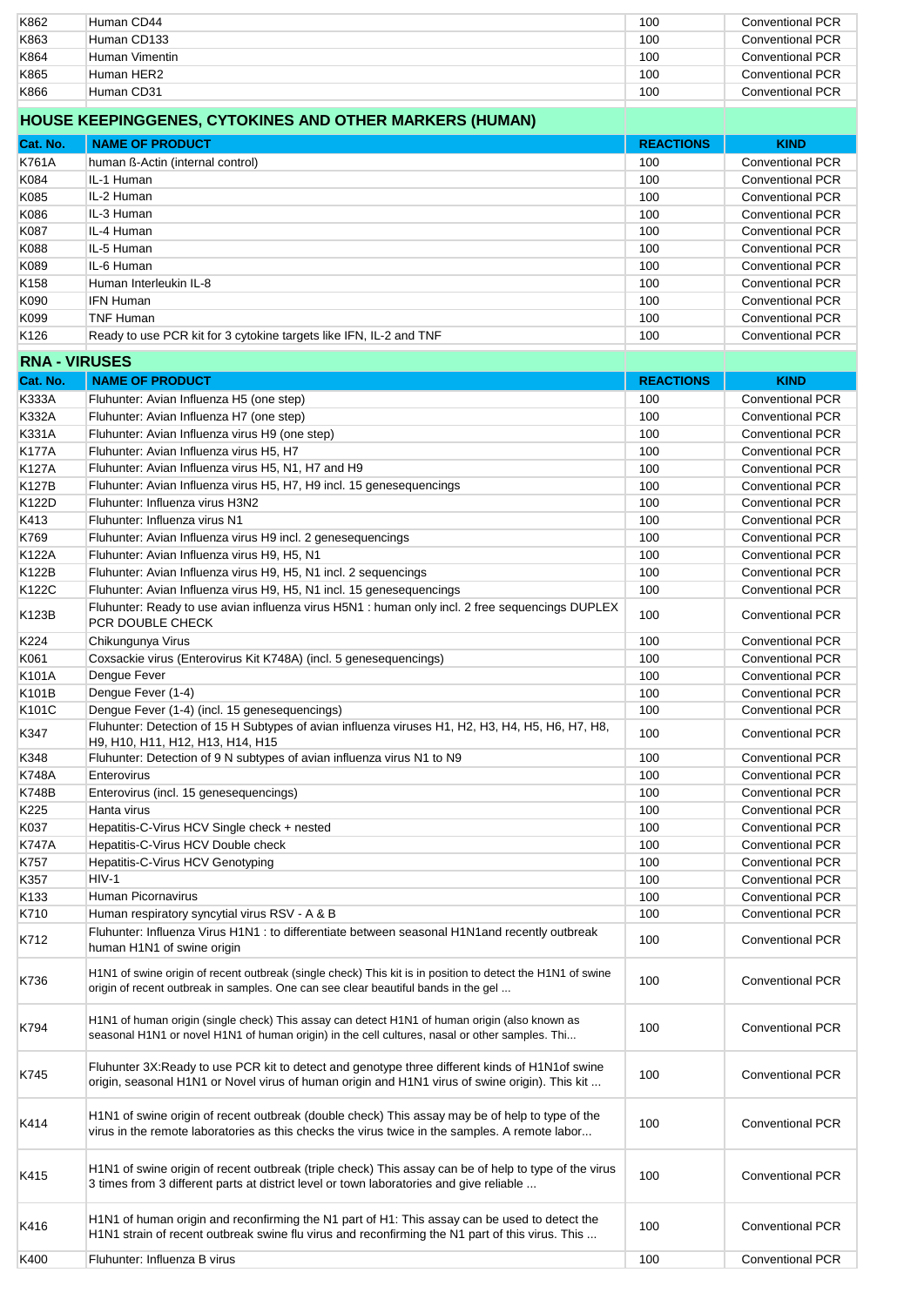| | | | |
|---|---|---|---|
| K862 | Human CD44 | 100 | Conventional PCR |
| K863 | Human CD133 | 100 | Conventional PCR |
| K864 | Human Vimentin | 100 | Conventional PCR |
| K865 | Human HER2 | 100 | Conventional PCR |
| K866 | Human CD31 | 100 | Conventional PCR |

## HOUSE KEEPINGGENES, CYTOKINES AND OTHER MARKERS (HUMAN)

| Cat. No. | NAME OF PRODUCT | REACTIONS | KIND |
|---|---|---|---|
| K761A | human ß-Actin (internal control) | 100 | Conventional PCR |
| K084 | IL-1 Human | 100 | Conventional PCR |
| K085 | IL-2 Human | 100 | Conventional PCR |
| K086 | IL-3 Human | 100 | Conventional PCR |
| K087 | IL-4 Human | 100 | Conventional PCR |
| K088 | IL-5 Human | 100 | Conventional PCR |
| K089 | IL-6 Human | 100 | Conventional PCR |
| K158 | Human Interleukin IL-8 | 100 | Conventional PCR |
| K090 | IFN Human | 100 | Conventional PCR |
| K099 | TNF Human | 100 | Conventional PCR |
| K126 | Ready to use PCR kit for 3 cytokine targets like IFN, IL-2 and TNF | 100 | Conventional PCR |

## RNA - VIRUSES

| Cat. No. | NAME OF PRODUCT | REACTIONS | KIND |
|---|---|---|---|
| K333A | Fluhunter: Avian Influenza H5 (one step) | 100 | Conventional PCR |
| K332A | Fluhunter: Avian Influenza H7 (one step) | 100 | Conventional PCR |
| K331A | Fluhunter: Avian Influenza virus H9 (one step) | 100 | Conventional PCR |
| K177A | Fluhunter: Avian Influenza virus H5, H7 | 100 | Conventional PCR |
| K127A | Fluhunter: Avian Influenza virus H5, N1, H7 and H9 | 100 | Conventional PCR |
| K127B | Fluhunter: Avian Influenza virus H5, H7, H9 incl. 15 genesequencings | 100 | Conventional PCR |
| K122D | Fluhunter: Influenza virus H3N2 | 100 | Conventional PCR |
| K413 | Fluhunter: Influenza virus N1 | 100 | Conventional PCR |
| K769 | Fluhunter: Avian Influenza virus H9 incl. 2 genesequencings | 100 | Conventional PCR |
| K122A | Fluhunter: Avian Influenza virus H9, H5, N1 | 100 | Conventional PCR |
| K122B | Fluhunter: Avian Influenza virus H9, H5, N1 incl. 2 sequencings | 100 | Conventional PCR |
| K122C | Fluhunter: Avian Influenza virus H9, H5, N1 incl. 15 genesequencings | 100 | Conventional PCR |
| K123B | Fluhunter: Ready to use avian influenza virus H5N1 : human only incl. 2 free sequencings DUPLEX PCR DOUBLE CHECK | 100 | Conventional PCR |
| K224 | Chikungunya Virus | 100 | Conventional PCR |
| K061 | Coxsackie virus (Enterovirus Kit K748A) (incl. 5 genesequencings) | 100 | Conventional PCR |
| K101A | Dengue Fever | 100 | Conventional PCR |
| K101B | Dengue Fever (1-4) | 100 | Conventional PCR |
| K101C | Dengue Fever (1-4) (incl. 15 genesequencings) | 100 | Conventional PCR |
| K347 | Fluhunter: Detection of 15 H Subtypes of avian influenza viruses H1, H2, H3, H4, H5, H6, H7, H8, H9, H10, H11, H12, H13, H14, H15 | 100 | Conventional PCR |
| K348 | Fluhunter: Detection of 9 N subtypes of avian influenza virus N1 to N9 | 100 | Conventional PCR |
| K748A | Enterovirus | 100 | Conventional PCR |
| K748B | Enterovirus (incl. 15 genesequencings) | 100 | Conventional PCR |
| K225 | Hanta virus | 100 | Conventional PCR |
| K037 | Hepatitis-C-Virus HCV Single check + nested | 100 | Conventional PCR |
| K747A | Hepatitis-C-Virus HCV Double check | 100 | Conventional PCR |
| K757 | Hepatitis-C-Virus HCV Genotyping | 100 | Conventional PCR |
| K357 | HIV-1 | 100 | Conventional PCR |
| K133 | Human Picornavirus | 100 | Conventional PCR |
| K710 | Human respiratory syncytial virus RSV - A & B | 100 | Conventional PCR |
| K712 | Fluhunter: Influenza Virus H1N1 : to differentiate between seasonal H1N1and recently outbreak human H1N1 of swine origin | 100 | Conventional PCR |
| K736 | H1N1 of swine origin of recent outbreak (single check) This kit is in position to detect the H1N1 of swine origin of recent outbreak in samples. One can see clear beautiful bands in the gel ... | 100 | Conventional PCR |
| K794 | H1N1 of human origin (single check) This assay can detect H1N1 of human origin (also known as seasonal H1N1 or novel H1N1 of human origin) in the cell cultures, nasal or other samples. Thi... | 100 | Conventional PCR |
| K745 | Fluhunter 3X:Ready to use PCR kit to detect and genotype three different kinds of H1N1of swine origin, seasonal H1N1 or Novel virus of human origin and H1N1 virus of swine origin). This kit ... | 100 | Conventional PCR |
| K414 | H1N1 of swine origin of recent outbreak (double check) This assay may be of help to type of the virus in the remote laboratories as this checks the virus twice in the samples. A remote labor... | 100 | Conventional PCR |
| K415 | H1N1 of swine origin of recent outbreak (triple check) This assay can be of help to type of the virus 3 times from 3 different parts at district level or town laboratories and give reliable ... | 100 | Conventional PCR |
| K416 | H1N1 of human origin and reconfirming the N1 part of H1: This assay can be used to detect the H1N1 strain of recent outbreak swine flu virus and reconfirming the N1 part of this virus. This ... | 100 | Conventional PCR |
| K400 | Fluhunter: Influenza B virus | 100 | Conventional PCR |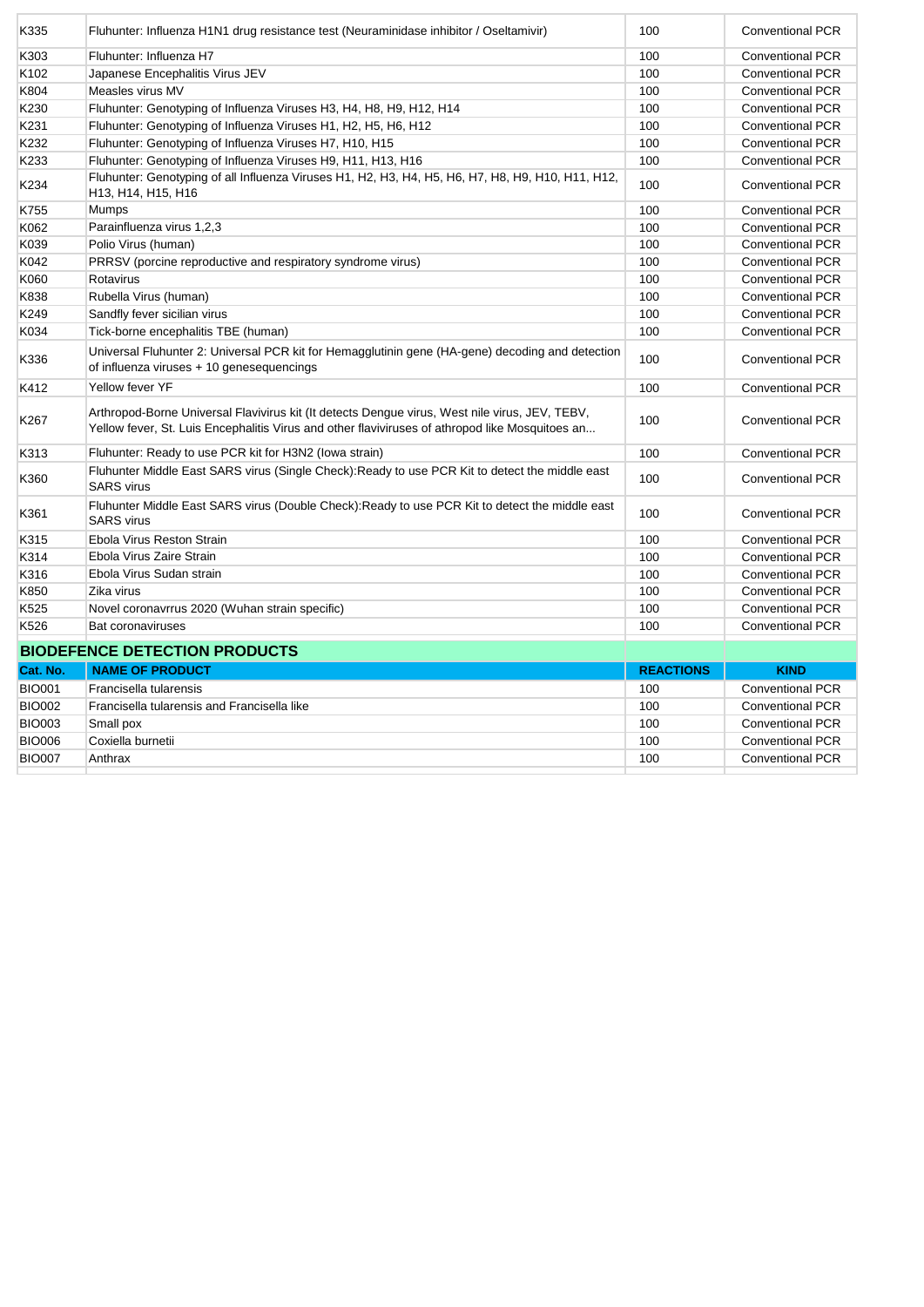| | | | |
|---|---|---|---|
| K335 | Fluhunter: Influenza H1N1 drug resistance test (Neuraminidase inhibitor / Oseltamivir) | 100 | Conventional PCR |
| K303 | Fluhunter: Influenza H7 | 100 | Conventional PCR |
| K102 | Japanese Encephalitis Virus JEV | 100 | Conventional PCR |
| K804 | Measles virus MV | 100 | Conventional PCR |
| K230 | Fluhunter: Genotyping of Influenza Viruses H3, H4, H8, H9, H12, H14 | 100 | Conventional PCR |
| K231 | Fluhunter: Genotyping of Influenza Viruses H1, H2, H5, H6, H12 | 100 | Conventional PCR |
| K232 | Fluhunter: Genotyping of Influenza Viruses H7, H10, H15 | 100 | Conventional PCR |
| K233 | Fluhunter: Genotyping of Influenza Viruses H9, H11, H13, H16 | 100 | Conventional PCR |
| K234 | Fluhunter: Genotyping of all Influenza Viruses H1, H2, H3, H4, H5, H6, H7, H8, H9, H10, H11, H12, H13, H14, H15, H16 | 100 | Conventional PCR |
| K755 | Mumps | 100 | Conventional PCR |
| K062 | Parainfluenza virus 1,2,3 | 100 | Conventional PCR |
| K039 | Polio Virus (human) | 100 | Conventional PCR |
| K042 | PRRSV (porcine reproductive and respiratory syndrome virus) | 100 | Conventional PCR |
| K060 | Rotavirus | 100 | Conventional PCR |
| K838 | Rubella Virus (human) | 100 | Conventional PCR |
| K249 | Sandfly fever sicilian virus | 100 | Conventional PCR |
| K034 | Tick-borne encephalitis TBE (human) | 100 | Conventional PCR |
| K336 | Universal Fluhunter 2: Universal PCR kit for Hemagglutinin gene (HA-gene) decoding and detection of influenza viruses + 10 genesequencings | 100 | Conventional PCR |
| K412 | Yellow fever YF | 100 | Conventional PCR |
| K267 | Arthropod-Borne Universal Flavivirus kit (It detects Dengue virus, West nile virus, JEV, TEBV, Yellow fever, St. Luis Encephalitis Virus and other flaviviruses of athropod like Mosquitoes an... | 100 | Conventional PCR |
| K313 | Fluhunter: Ready to use PCR kit for H3N2 (Iowa strain) | 100 | Conventional PCR |
| K360 | Fluhunter Middle East SARS virus (Single Check):Ready to use PCR Kit to detect the middle east SARS virus | 100 | Conventional PCR |
| K361 | Fluhunter Middle East SARS virus (Double Check):Ready to use PCR Kit to detect the middle east SARS virus | 100 | Conventional PCR |
| K315 | Ebola Virus Reston Strain | 100 | Conventional PCR |
| K314 | Ebola Virus Zaire Strain | 100 | Conventional PCR |
| K316 | Ebola Virus Sudan strain | 100 | Conventional PCR |
| K850 | Zika virus | 100 | Conventional PCR |
| K525 | Novel coronavrrus 2020 (Wuhan strain specific) | 100 | Conventional PCR |
| K526 | Bat coronaviruses | 100 | Conventional PCR |

## BIODEFENCE DETECTION PRODUCTS

| Cat. No. | NAME OF PRODUCT | REACTIONS | KIND |
|---|---|---|---|
| BIO001 | Francisella tularensis | 100 | Conventional PCR |
| BIO002 | Francisella tularensis and Francisella like | 100 | Conventional PCR |
| BIO003 | Small pox | 100 | Conventional PCR |
| BIO006 | Coxiella burnetii | 100 | Conventional PCR |
| BIO007 | Anthrax | 100 | Conventional PCR |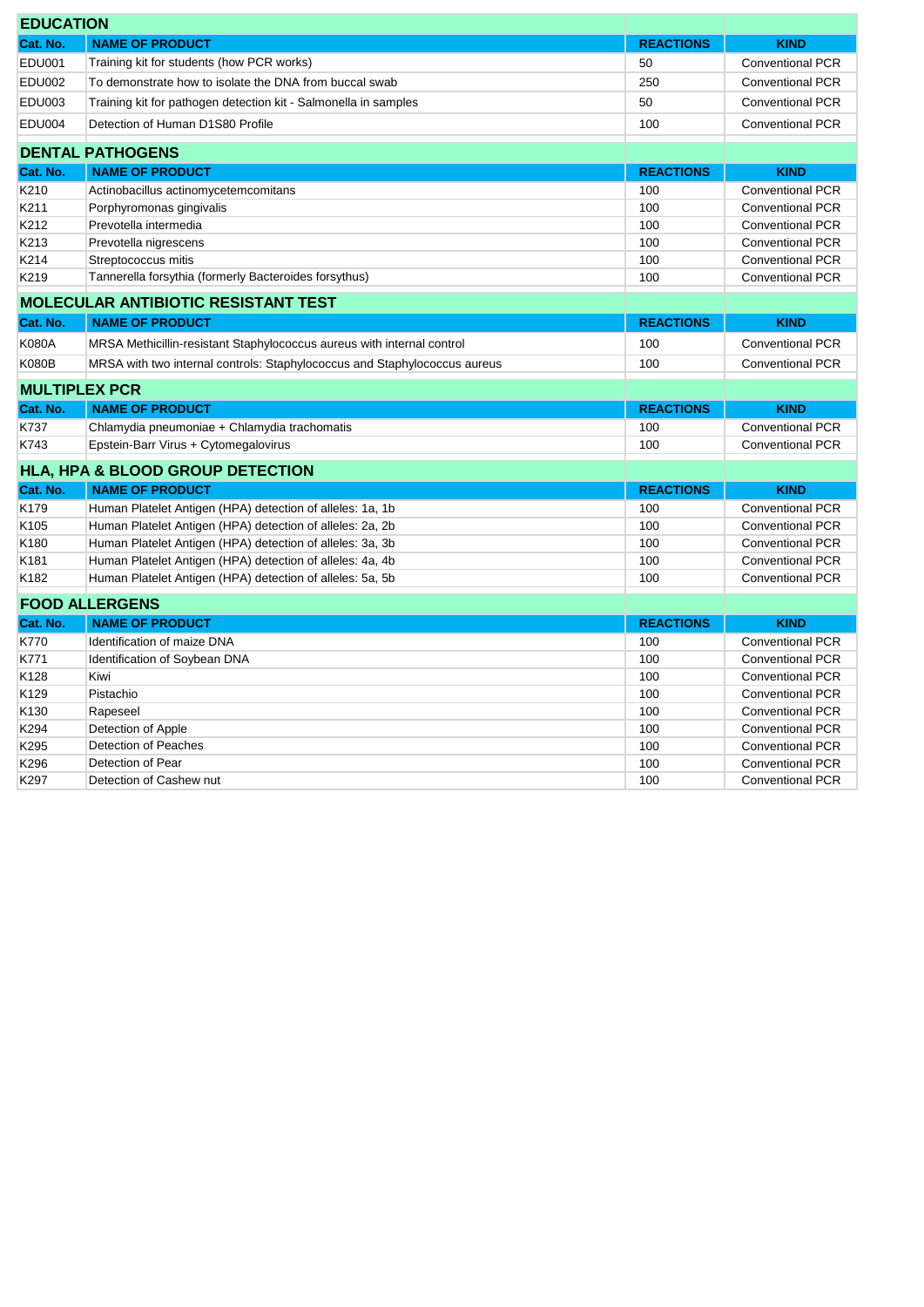## EDUCATION

| Cat. No. | NAME OF PRODUCT | REACTIONS | KIND |
|---|---|---|---|
| EDU001 | Training kit for students (how PCR works) | 50 | Conventional PCR |
| EDU002 | To demonstrate how to isolate the DNA from buccal swab | 250 | Conventional PCR |
| EDU003 | Training kit for pathogen detection kit - Salmonella in samples | 50 | Conventional PCR |
| EDU004 | Detection of Human D1S80 Profile | 100 | Conventional PCR |

## DENTAL PATHOGENS

| Cat. No. | NAME OF PRODUCT | REACTIONS | KIND |
|---|---|---|---|
| K210 | Actinobacillus actinomycetemcomitans | 100 | Conventional PCR |
| K211 | Porphyromonas gingivalis | 100 | Conventional PCR |
| K212 | Prevotella intermedia | 100 | Conventional PCR |
| K213 | Prevotella nigrescens | 100 | Conventional PCR |
| K214 | Streptococcus mitis | 100 | Conventional PCR |
| K219 | Tannerella forsythia (formerly Bacteroides forsythus) | 100 | Conventional PCR |

## MOLECULAR ANTIBIOTIC RESISTANT TEST

| Cat. No. | NAME OF PRODUCT | REACTIONS | KIND |
|---|---|---|---|
| K080A | MRSA Methicillin-resistant Staphylococcus aureus with internal control | 100 | Conventional PCR |
| K080B | MRSA with two internal controls: Staphylococcus and Staphylococcus aureus | 100 | Conventional PCR |

## MULTIPLEX PCR

| Cat. No. | NAME OF PRODUCT | REACTIONS | KIND |
|---|---|---|---|
| K737 | Chlamydia pneumoniae + Chlamydia trachomatis | 100 | Conventional PCR |
| K743 | Epstein-Barr Virus + Cytomegalovirus | 100 | Conventional PCR |

## HLA, HPA & BLOOD GROUP DETECTION

| Cat. No. | NAME OF PRODUCT | REACTIONS | KIND |
|---|---|---|---|
| K179 | Human Platelet Antigen (HPA) detection of alleles: 1a, 1b | 100 | Conventional PCR |
| K105 | Human Platelet Antigen (HPA) detection of alleles: 2a, 2b | 100 | Conventional PCR |
| K180 | Human Platelet Antigen (HPA) detection of alleles: 3a, 3b | 100 | Conventional PCR |
| K181 | Human Platelet Antigen (HPA) detection of alleles: 4a, 4b | 100 | Conventional PCR |
| K182 | Human Platelet Antigen (HPA) detection of alleles: 5a, 5b | 100 | Conventional PCR |

## FOOD ALLERGENS

| Cat. No. | NAME OF PRODUCT | REACTIONS | KIND |
|---|---|---|---|
| K770 | Identification of maize DNA | 100 | Conventional PCR |
| K771 | Identification of Soybean DNA | 100 | Conventional PCR |
| K128 | Kiwi | 100 | Conventional PCR |
| K129 | Pistachio | 100 | Conventional PCR |
| K130 | Rapeseel | 100 | Conventional PCR |
| K294 | Detection of Apple | 100 | Conventional PCR |
| K295 | Detection of Peaches | 100 | Conventional PCR |
| K296 | Detection of Pear | 100 | Conventional PCR |
| K297 | Detection of Cashew nut | 100 | Conventional PCR |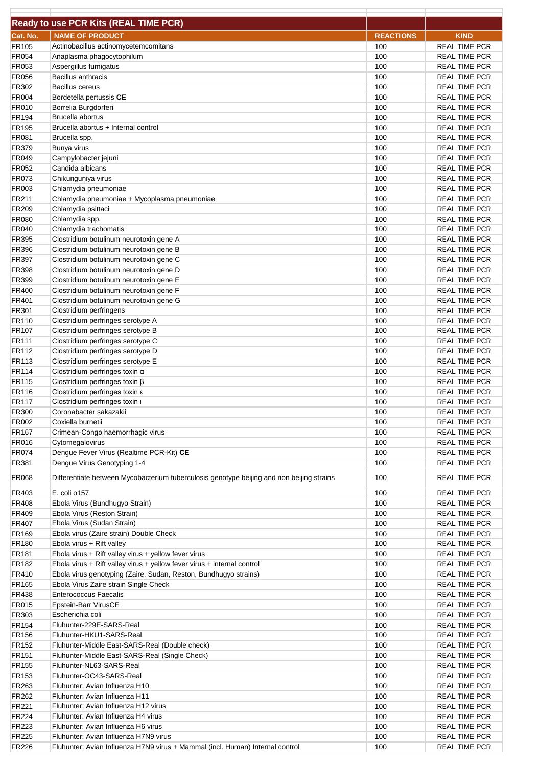| Ready to use PCR Kits (REAL TIME PCR) | | | |
|---|---|---|---|
| **Cat. No.** | **NAME OF PRODUCT** | **REACTIONS** | **KIND** |
| FR105 | Actinobacillus actinomycetemcomitans | 100 | REAL TIME PCR |
| FR054 | Anaplasma phagocytophilum | 100 | REAL TIME PCR |
| FR053 | Aspergillus fumigatus | 100 | REAL TIME PCR |
| FR056 | Bacillus anthracis | 100 | REAL TIME PCR |
| FR302 | Bacillus cereus | 100 | REAL TIME PCR |
| FR004 | Bordetella pertussis **CE** | 100 | REAL TIME PCR |
| FR010 | Borrelia Burgdorferi | 100 | REAL TIME PCR |
| FR194 | Brucella abortus | 100 | REAL TIME PCR |
| FR195 | Brucella abortus + Internal control | 100 | REAL TIME PCR |
| FR081 | Brucella spp. | 100 | REAL TIME PCR |
| FR379 | Bunya virus | 100 | REAL TIME PCR |
| FR049 | Campylobacter jejuni | 100 | REAL TIME PCR |
| FR052 | Candida albicans | 100 | REAL TIME PCR |
| FR073 | Chikunguniya virus | 100 | REAL TIME PCR |
| FR003 | Chlamydia pneumoniae | 100 | REAL TIME PCR |
| FR211 | Chlamydia pneumoniae + Mycoplasma pneumoniae | 100 | REAL TIME PCR |
| FR209 | Chlamydia psittaci | 100 | REAL TIME PCR |
| FR080 | Chlamydia spp. | 100 | REAL TIME PCR |
| FR040 | Chlamydia trachomatis | 100 | REAL TIME PCR |
| FR395 | Clostridium botulinum neurotoxin gene A | 100 | REAL TIME PCR |
| FR396 | Clostridium botulinum neurotoxin gene B | 100 | REAL TIME PCR |
| FR397 | Clostridium botulinum neurotoxin gene C | 100 | REAL TIME PCR |
| FR398 | Clostridium botulinum neurotoxin gene D | 100 | REAL TIME PCR |
| FR399 | Clostridium botulinum neurotoxin gene E | 100 | REAL TIME PCR |
| FR400 | Clostridium botulinum neurotoxin gene F | 100 | REAL TIME PCR |
| FR401 | Clostridium botulinum neurotoxin gene G | 100 | REAL TIME PCR |
| FR301 | Clostridium perfringens | 100 | REAL TIME PCR |
| FR110 | Clostridium perfringes serotype A | 100 | REAL TIME PCR |
| FR107 | Clostridium perfringes serotype B | 100 | REAL TIME PCR |
| FR111 | Clostridium perfringes serotype C | 100 | REAL TIME PCR |
| FR112 | Clostridium perfringes serotype D | 100 | REAL TIME PCR |
| FR113 | Clostridium perfringes serotype E | 100 | REAL TIME PCR |
| FR114 | Clostridium perfringes toxin α | 100 | REAL TIME PCR |
| FR115 | Clostridium perfringes toxin β | 100 | REAL TIME PCR |
| FR116 | Clostridium perfringes toxin ε | 100 | REAL TIME PCR |
| FR117 | Clostridium perfringes toxin ι | 100 | REAL TIME PCR |
| FR300 | Coronabacter sakazakii | 100 | REAL TIME PCR |
| FR002 | Coxiella burnetii | 100 | REAL TIME PCR |
| FR167 | Crimean-Congo haemorrhagic virus | 100 | REAL TIME PCR |
| FR016 | Cytomegalovirus | 100 | REAL TIME PCR |
| FR074 | Dengue Fever Virus (Realtime PCR-Kit) **CE** | 100 | REAL TIME PCR |
| FR381 | Dengue Virus Genotyping 1-4 | 100 | REAL TIME PCR |
| FR068 | Differentiate between Mycobacterium tuberculosis genotype beijing and non beijing strains | 100 | REAL TIME PCR |
| FR403 | E. coli o157 | 100 | REAL TIME PCR |
| FR408 | Ebola Virus (Bundhugyo Strain) | 100 | REAL TIME PCR |
| FR409 | Ebola Virus (Reston Strain) | 100 | REAL TIME PCR |
| FR407 | Ebola Virus (Sudan Strain) | 100 | REAL TIME PCR |
| FR169 | Ebola virus (Zaire strain) Double Check | 100 | REAL TIME PCR |
| FR180 | Ebola virus + Rift valley | 100 | REAL TIME PCR |
| FR181 | Ebola virus + Rift valley virus + yellow fever virus | 100 | REAL TIME PCR |
| FR182 | Ebola virus + Rift valley virus + yellow fever virus + internal control | 100 | REAL TIME PCR |
| FR410 | Ebola virus genotyping (Zaire, Sudan, Reston, Bundhugyo strains) | 100 | REAL TIME PCR |
| FR165 | Ebola Virus Zaire strain Single Check | 100 | REAL TIME PCR |
| FR438 | Enterococcus Faecalis | 100 | REAL TIME PCR |
| FR015 | Epstein-Barr VirusCE | 100 | REAL TIME PCR |
| FR303 | Escherichia coli | 100 | REAL TIME PCR |
| FR154 | Fluhunter-229E-SARS-Real | 100 | REAL TIME PCR |
| FR156 | Fluhunter-HKU1-SARS-Real | 100 | REAL TIME PCR |
| FR152 | Fluhunter-Middle East-SARS-Real (Double check) | 100 | REAL TIME PCR |
| FR151 | Fluhunter-Middle East-SARS-Real (Single Check) | 100 | REAL TIME PCR |
| FR155 | Fluhunter-NL63-SARS-Real | 100 | REAL TIME PCR |
| FR153 | Fluhunter-OC43-SARS-Real | 100 | REAL TIME PCR |
| FR263 | Fluhunter: Avian Influenza H10 | 100 | REAL TIME PCR |
| FR262 | Fluhunter: Avian Influenza H11 | 100 | REAL TIME PCR |
| FR221 | Fluhunter: Avian Influenza H12 virus | 100 | REAL TIME PCR |
| FR224 | Fluhunter: Avian Influenza H4 virus | 100 | REAL TIME PCR |
| FR223 | Fluhunter: Avian Influenza H6 virus | 100 | REAL TIME PCR |
| FR225 | Fluhunter: Avian Influenza H7N9 virus | 100 | REAL TIME PCR |
| FR226 | Fluhunter: Avian Influenza H7N9 virus + Mammal (incl. Human) Internal control | 100 | REAL TIME PCR |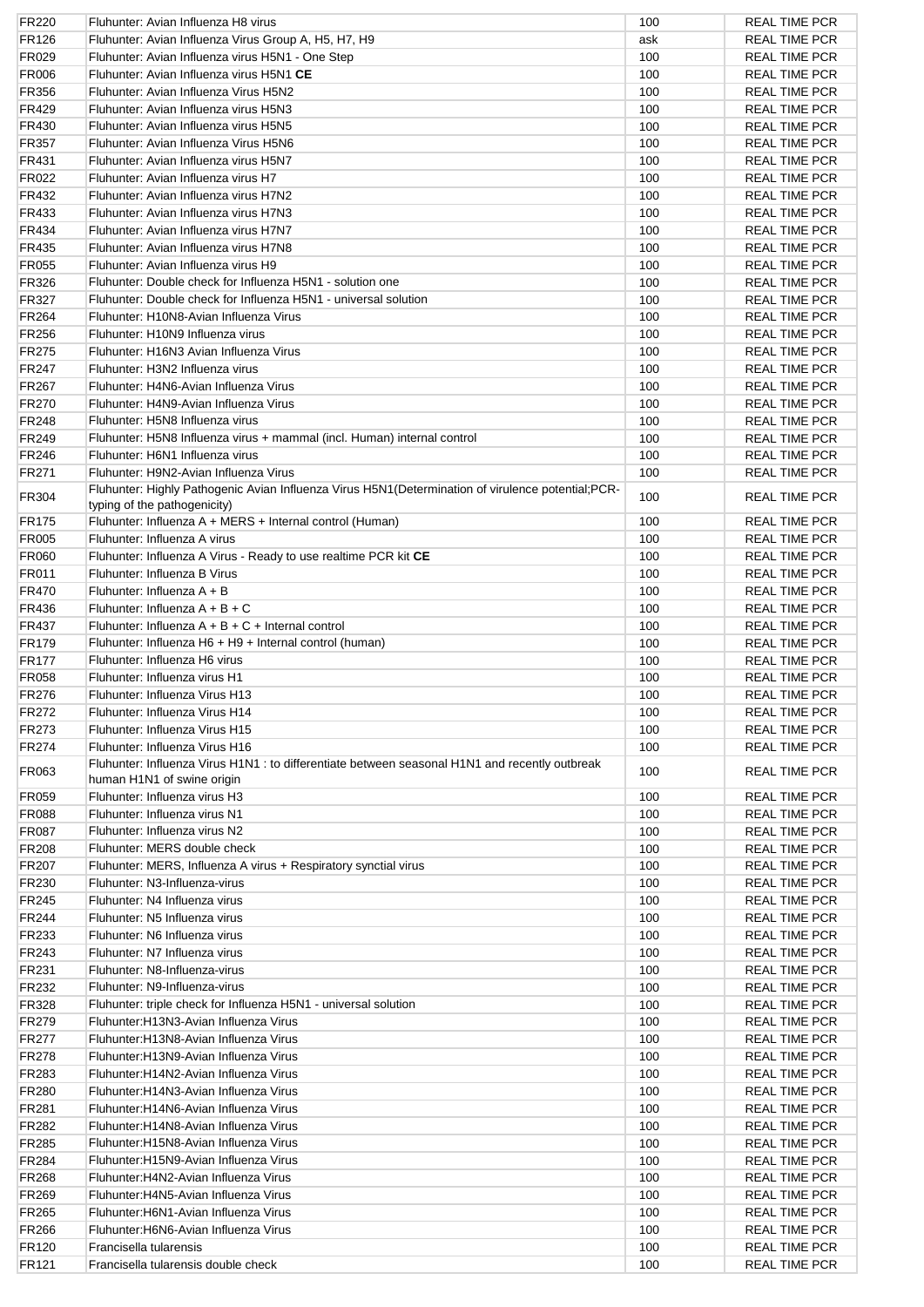| FR220 | Fluhunter: Avian Influenza H8 virus | 100 | REAL TIME PCR |
|---|---|---|---|
| FR126 | Fluhunter: Avian Influenza Virus Group A, H5, H7, H9 | ask | REAL TIME PCR |
| FR029 | Fluhunter: Avian Influenza virus H5N1 - One Step | 100 | REAL TIME PCR |
| FR006 | Fluhunter: Avian Influenza virus H5N1 **CE** | 100 | REAL TIME PCR |
| FR356 | Fluhunter: Avian Influenza Virus H5N2 | 100 | REAL TIME PCR |
| FR429 | Fluhunter: Avian Influenza virus H5N3 | 100 | REAL TIME PCR |
| FR430 | Fluhunter: Avian Influenza virus H5N5 | 100 | REAL TIME PCR |
| FR357 | Fluhunter: Avian Influenza Virus H5N6 | 100 | REAL TIME PCR |
| FR431 | Fluhunter: Avian Influenza virus H5N7 | 100 | REAL TIME PCR |
| FR022 | Fluhunter: Avian Influenza virus H7 | 100 | REAL TIME PCR |
| FR432 | Fluhunter: Avian Influenza virus H7N2 | 100 | REAL TIME PCR |
| FR433 | Fluhunter: Avian Influenza virus H7N3 | 100 | REAL TIME PCR |
| FR434 | Fluhunter: Avian Influenza virus H7N7 | 100 | REAL TIME PCR |
| FR435 | Fluhunter: Avian Influenza virus H7N8 | 100 | REAL TIME PCR |
| FR055 | Fluhunter: Avian Influenza virus H9 | 100 | REAL TIME PCR |
| FR326 | Fluhunter: Double check for Influenza H5N1 - solution one | 100 | REAL TIME PCR |
| FR327 | Fluhunter: Double check for Influenza H5N1 - universal solution | 100 | REAL TIME PCR |
| FR264 | Fluhunter: H10N8-Avian Influenza Virus | 100 | REAL TIME PCR |
| FR256 | Fluhunter: H10N9 Influenza virus | 100 | REAL TIME PCR |
| FR275 | Fluhunter: H16N3 Avian Influenza Virus | 100 | REAL TIME PCR |
| FR247 | Fluhunter: H3N2 Influenza virus | 100 | REAL TIME PCR |
| FR267 | Fluhunter: H4N6-Avian Influenza Virus | 100 | REAL TIME PCR |
| FR270 | Fluhunter: H4N9-Avian Influenza Virus | 100 | REAL TIME PCR |
| FR248 | Fluhunter: H5N8 Influenza virus | 100 | REAL TIME PCR |
| FR249 | Fluhunter: H5N8 Influenza virus + mammal (incl. Human) internal control | 100 | REAL TIME PCR |
| FR246 | Fluhunter: H6N1 Influenza virus | 100 | REAL TIME PCR |
| FR271 | Fluhunter: H9N2-Avian Influenza Virus | 100 | REAL TIME PCR |
| FR304 | Fluhunter: Highly Pathogenic Avian Influenza Virus H5N1(Determination of virulence potential;PCR-typing of the pathogenicity) | 100 | REAL TIME PCR |
| FR175 | Fluhunter: Influenza A + MERS + Internal control (Human) | 100 | REAL TIME PCR |
| FR005 | Fluhunter: Influenza A virus | 100 | REAL TIME PCR |
| FR060 | Fluhunter: Influenza A Virus - Ready to use realtime PCR kit **CE** | 100 | REAL TIME PCR |
| FR011 | Fluhunter: Influenza B Virus | 100 | REAL TIME PCR |
| FR470 | Fluhunter: Influenza A + B | 100 | REAL TIME PCR |
| FR436 | Fluhunter: Influenza A + B + C | 100 | REAL TIME PCR |
| FR437 | Fluhunter: Influenza A + B + C + Internal control | 100 | REAL TIME PCR |
| FR179 | Fluhunter: Influenza H6 + H9 + Internal control (human) | 100 | REAL TIME PCR |
| FR177 | Fluhunter: Influenza H6 virus | 100 | REAL TIME PCR |
| FR058 | Fluhunter: Influenza virus H1 | 100 | REAL TIME PCR |
| FR276 | Fluhunter: Influenza Virus H13 | 100 | REAL TIME PCR |
| FR272 | Fluhunter: Influenza Virus H14 | 100 | REAL TIME PCR |
| FR273 | Fluhunter: Influenza Virus H15 | 100 | REAL TIME PCR |
| FR274 | Fluhunter: Influenza Virus H16 | 100 | REAL TIME PCR |
| FR063 | Fluhunter: Influenza Virus H1N1 : to differentiate between seasonal H1N1 and recently outbreak human H1N1 of swine origin | 100 | REAL TIME PCR |
| FR059 | Fluhunter: Influenza virus H3 | 100 | REAL TIME PCR |
| FR088 | Fluhunter: Influenza virus N1 | 100 | REAL TIME PCR |
| FR087 | Fluhunter: Influenza virus N2 | 100 | REAL TIME PCR |
| FR208 | Fluhunter: MERS double check | 100 | REAL TIME PCR |
| FR207 | Fluhunter: MERS, Influenza A virus + Respiratory synctial virus | 100 | REAL TIME PCR |
| FR230 | Fluhunter: N3-Influenza-virus | 100 | REAL TIME PCR |
| FR245 | Fluhunter: N4 Influenza virus | 100 | REAL TIME PCR |
| FR244 | Fluhunter: N5 Influenza virus | 100 | REAL TIME PCR |
| FR233 | Fluhunter: N6 Influenza virus | 100 | REAL TIME PCR |
| FR243 | Fluhunter: N7 Influenza virus | 100 | REAL TIME PCR |
| FR231 | Fluhunter: N8-Influenza-virus | 100 | REAL TIME PCR |
| FR232 | Fluhunter: N9-Influenza-virus | 100 | REAL TIME PCR |
| FR328 | Fluhunter: triple check for Influenza H5N1 - universal solution | 100 | REAL TIME PCR |
| FR279 | Fluhunter:H13N3-Avian Influenza Virus | 100 | REAL TIME PCR |
| FR277 | Fluhunter:H13N8-Avian Influenza Virus | 100 | REAL TIME PCR |
| FR278 | Fluhunter:H13N9-Avian Influenza Virus | 100 | REAL TIME PCR |
| FR283 | Fluhunter:H14N2-Avian Influenza Virus | 100 | REAL TIME PCR |
| FR280 | Fluhunter:H14N3-Avian Influenza Virus | 100 | REAL TIME PCR |
| FR281 | Fluhunter:H14N6-Avian Influenza Virus | 100 | REAL TIME PCR |
| FR282 | Fluhunter:H14N8-Avian Influenza Virus | 100 | REAL TIME PCR |
| FR285 | Fluhunter:H15N8-Avian Influenza Virus | 100 | REAL TIME PCR |
| FR284 | Fluhunter:H15N9-Avian Influenza Virus | 100 | REAL TIME PCR |
| FR268 | Fluhunter:H4N2-Avian Influenza Virus | 100 | REAL TIME PCR |
| FR269 | Fluhunter:H4N5-Avian Influenza Virus | 100 | REAL TIME PCR |
| FR265 | Fluhunter:H6N1-Avian Influenza Virus | 100 | REAL TIME PCR |
| FR266 | Fluhunter:H6N6-Avian Influenza Virus | 100 | REAL TIME PCR |
| FR120 | Francisella tularensis | 100 | REAL TIME PCR |
| FR121 | Francisella tularensis double check | 100 | REAL TIME PCR |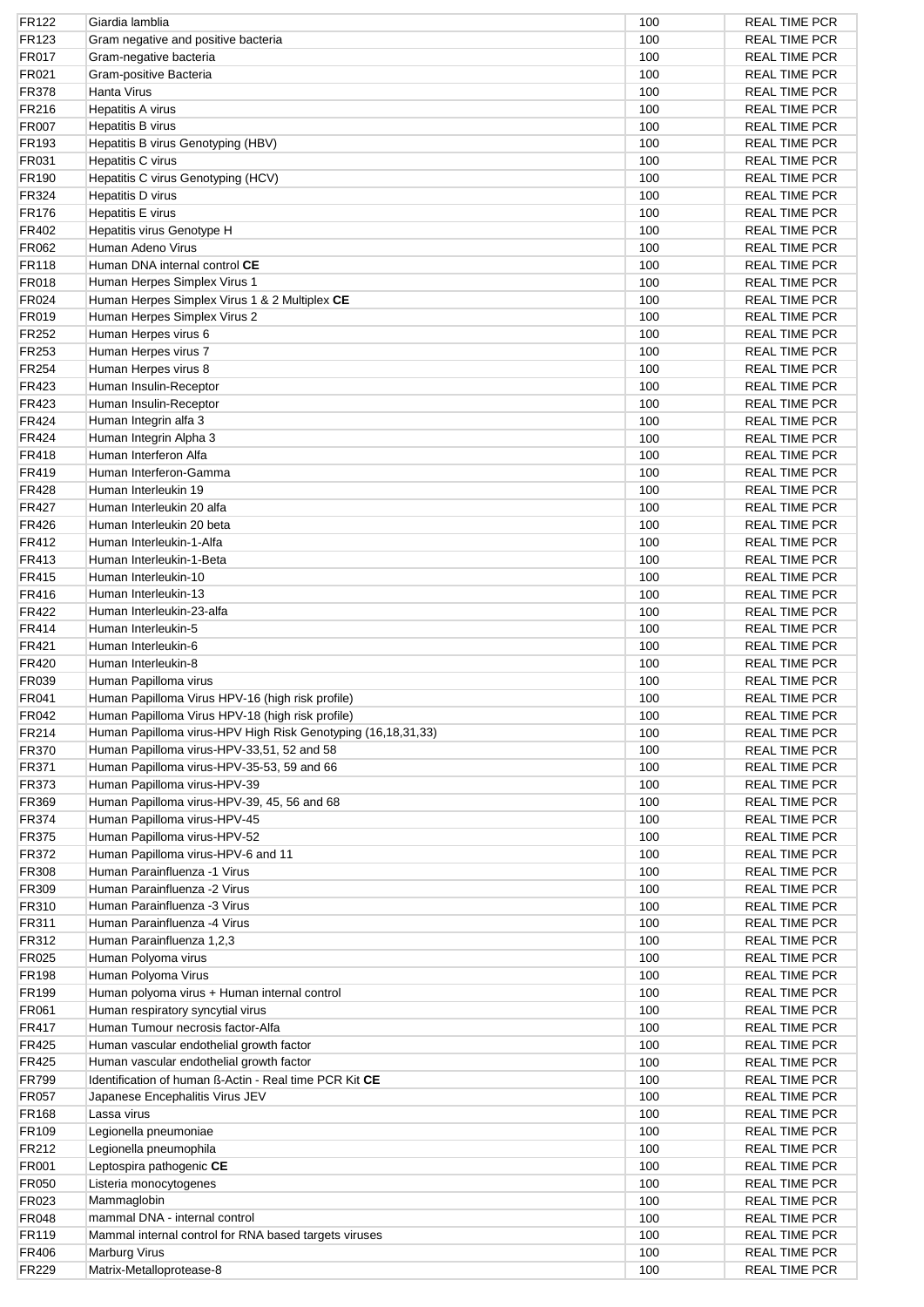| | | | |
|---|---|---|---|
| FR122 | Giardia lamblia | 100 | REAL TIME PCR |
| FR123 | Gram negative and positive bacteria | 100 | REAL TIME PCR |
| FR017 | Gram-negative bacteria | 100 | REAL TIME PCR |
| FR021 | Gram-positive Bacteria | 100 | REAL TIME PCR |
| FR378 | Hanta Virus | 100 | REAL TIME PCR |
| FR216 | Hepatitis A virus | 100 | REAL TIME PCR |
| FR007 | Hepatitis B virus | 100 | REAL TIME PCR |
| FR193 | Hepatitis B virus Genotyping (HBV) | 100 | REAL TIME PCR |
| FR031 | Hepatitis C virus | 100 | REAL TIME PCR |
| FR190 | Hepatitis C virus Genotyping (HCV) | 100 | REAL TIME PCR |
| FR324 | Hepatitis D virus | 100 | REAL TIME PCR |
| FR176 | Hepatitis E virus | 100 | REAL TIME PCR |
| FR402 | Hepatitis virus Genotype H | 100 | REAL TIME PCR |
| FR062 | Human Adeno Virus | 100 | REAL TIME PCR |
| FR118 | Human DNA internal control **CE** | 100 | REAL TIME PCR |
| FR018 | Human Herpes Simplex Virus 1 | 100 | REAL TIME PCR |
| FR024 | Human Herpes Simplex Virus 1 & 2 Multiplex **CE** | 100 | REAL TIME PCR |
| FR019 | Human Herpes Simplex Virus 2 | 100 | REAL TIME PCR |
| FR252 | Human Herpes virus 6 | 100 | REAL TIME PCR |
| FR253 | Human Herpes virus 7 | 100 | REAL TIME PCR |
| FR254 | Human Herpes virus 8 | 100 | REAL TIME PCR |
| FR423 | Human Insulin-Receptor | 100 | REAL TIME PCR |
| FR423 | Human Insulin-Receptor | 100 | REAL TIME PCR |
| FR424 | Human Integrin alfa 3 | 100 | REAL TIME PCR |
| FR424 | Human Integrin Alpha 3 | 100 | REAL TIME PCR |
| FR418 | Human Interferon Alfa | 100 | REAL TIME PCR |
| FR419 | Human Interferon-Gamma | 100 | REAL TIME PCR |
| FR428 | Human Interleukin 19 | 100 | REAL TIME PCR |
| FR427 | Human Interleukin 20 alfa | 100 | REAL TIME PCR |
| FR426 | Human Interleukin 20 beta | 100 | REAL TIME PCR |
| FR412 | Human Interleukin-1-Alfa | 100 | REAL TIME PCR |
| FR413 | Human Interleukin-1-Beta | 100 | REAL TIME PCR |
| FR415 | Human Interleukin-10 | 100 | REAL TIME PCR |
| FR416 | Human Interleukin-13 | 100 | REAL TIME PCR |
| FR422 | Human Interleukin-23-alfa | 100 | REAL TIME PCR |
| FR414 | Human Interleukin-5 | 100 | REAL TIME PCR |
| FR421 | Human Interleukin-6 | 100 | REAL TIME PCR |
| FR420 | Human Interleukin-8 | 100 | REAL TIME PCR |
| FR039 | Human Papilloma virus | 100 | REAL TIME PCR |
| FR041 | Human Papilloma Virus HPV-16 (high risk profile) | 100 | REAL TIME PCR |
| FR042 | Human Papilloma Virus HPV-18 (high risk profile) | 100 | REAL TIME PCR |
| FR214 | Human Papilloma virus-HPV High Risk Genotyping (16,18,31,33) | 100 | REAL TIME PCR |
| FR370 | Human Papilloma virus-HPV-33,51, 52 and 58 | 100 | REAL TIME PCR |
| FR371 | Human Papilloma virus-HPV-35-53, 59 and 66 | 100 | REAL TIME PCR |
| FR373 | Human Papilloma virus-HPV-39 | 100 | REAL TIME PCR |
| FR369 | Human Papilloma virus-HPV-39, 45, 56 and 68 | 100 | REAL TIME PCR |
| FR374 | Human Papilloma virus-HPV-45 | 100 | REAL TIME PCR |
| FR375 | Human Papilloma virus-HPV-52 | 100 | REAL TIME PCR |
| FR372 | Human Papilloma virus-HPV-6 and 11 | 100 | REAL TIME PCR |
| FR308 | Human Parainfluenza -1 Virus | 100 | REAL TIME PCR |
| FR309 | Human Parainfluenza -2 Virus | 100 | REAL TIME PCR |
| FR310 | Human Parainfluenza -3 Virus | 100 | REAL TIME PCR |
| FR311 | Human Parainfluenza -4 Virus | 100 | REAL TIME PCR |
| FR312 | Human Parainfluenza 1,2,3 | 100 | REAL TIME PCR |
| FR025 | Human Polyoma virus | 100 | REAL TIME PCR |
| FR198 | Human Polyoma Virus | 100 | REAL TIME PCR |
| FR199 | Human polyoma virus + Human internal control | 100 | REAL TIME PCR |
| FR061 | Human respiratory syncytial virus | 100 | REAL TIME PCR |
| FR417 | Human Tumour necrosis factor-Alfa | 100 | REAL TIME PCR |
| FR425 | Human vascular endothelial growth factor | 100 | REAL TIME PCR |
| FR425 | Human vascular endothelial growth factor | 100 | REAL TIME PCR |
| FR799 | Identification of human ß-Actin - Real time PCR Kit **CE** | 100 | REAL TIME PCR |
| FR057 | Japanese Encephalitis Virus JEV | 100 | REAL TIME PCR |
| FR168 | Lassa virus | 100 | REAL TIME PCR |
| FR109 | Legionella pneumoniae | 100 | REAL TIME PCR |
| FR212 | Legionella pneumophila | 100 | REAL TIME PCR |
| FR001 | Leptospira pathogenic **CE** | 100 | REAL TIME PCR |
| FR050 | Listeria monocytogenes | 100 | REAL TIME PCR |
| FR023 | Mammaglobin | 100 | REAL TIME PCR |
| FR048 | mammal DNA - internal control | 100 | REAL TIME PCR |
| FR119 | Mammal internal control for RNA based targets viruses | 100 | REAL TIME PCR |
| FR406 | Marburg Virus | 100 | REAL TIME PCR |
| FR229 | Matrix-Metalloprotease-8 | 100 | REAL TIME PCR |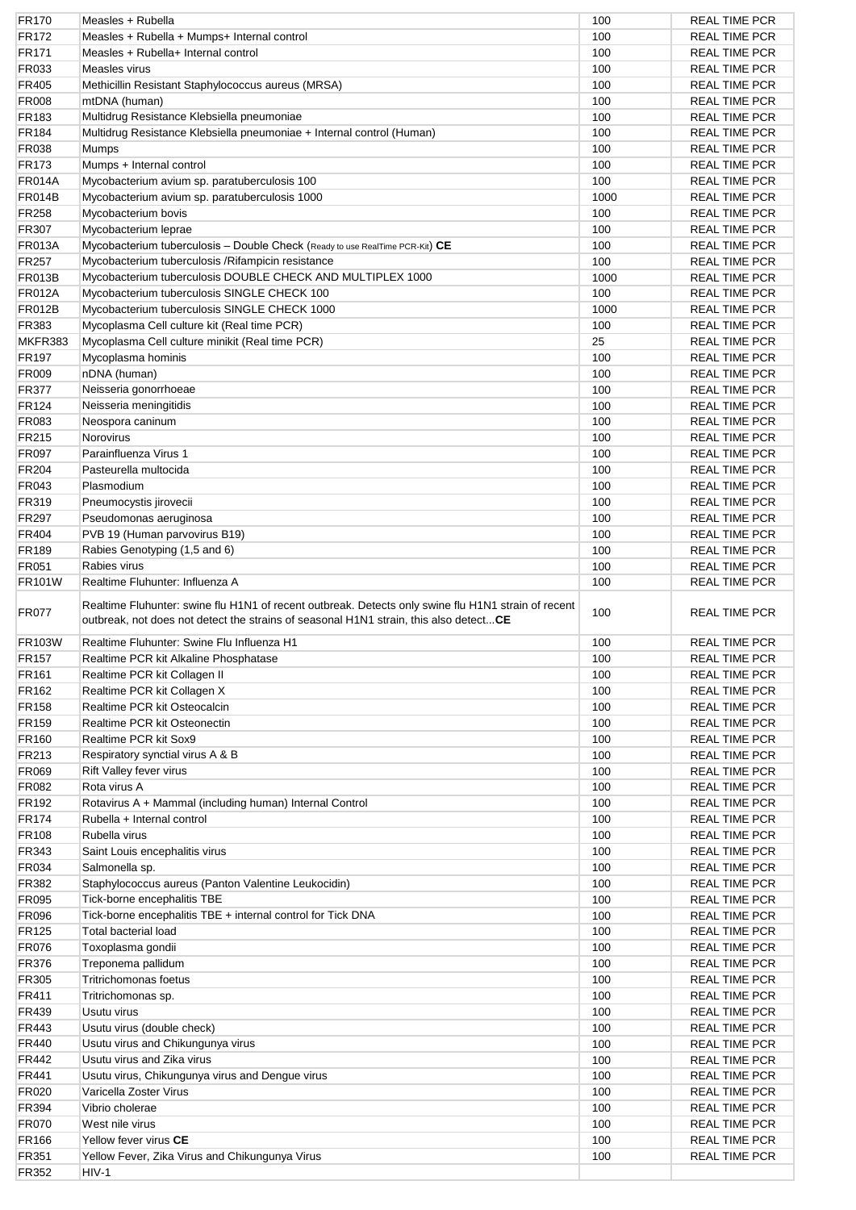| | | | |
|---|---|---|---|
| FR170 | Measles + Rubella | 100 | REAL TIME PCR |
| FR172 | Measles + Rubella + Mumps+ Internal control | 100 | REAL TIME PCR |
| FR171 | Measles + Rubella+ Internal control | 100 | REAL TIME PCR |
| FR033 | Measles virus | 100 | REAL TIME PCR |
| FR405 | Methicillin Resistant Staphylococcus aureus (MRSA) | 100 | REAL TIME PCR |
| FR008 | mtDNA (human) | 100 | REAL TIME PCR |
| FR183 | Multidrug Resistance Klebsiella pneumoniae | 100 | REAL TIME PCR |
| FR184 | Multidrug Resistance Klebsiella pneumoniae + Internal control (Human) | 100 | REAL TIME PCR |
| FR038 | Mumps | 100 | REAL TIME PCR |
| FR173 | Mumps + Internal control | 100 | REAL TIME PCR |
| FR014A | Mycobacterium avium sp. paratuberculosis 100 | 100 | REAL TIME PCR |
| FR014B | Mycobacterium avium sp. paratuberculosis 1000 | 1000 | REAL TIME PCR |
| FR258 | Mycobacterium bovis | 100 | REAL TIME PCR |
| FR307 | Mycobacterium leprae | 100 | REAL TIME PCR |
| FR013A | Mycobacterium tuberculosis – Double Check (Ready to use RealTime PCR-Kit) **CE** | 100 | REAL TIME PCR |
| FR257 | Mycobacterium tuberculosis /Rifampicin resistance | 100 | REAL TIME PCR |
| FR013B | Mycobacterium tuberculosis DOUBLE CHECK AND MULTIPLEX 1000 | 1000 | REAL TIME PCR |
| FR012A | Mycobacterium tuberculosis SINGLE CHECK 100 | 100 | REAL TIME PCR |
| FR012B | Mycobacterium tuberculosis SINGLE CHECK 1000 | 1000 | REAL TIME PCR |
| FR383 | Mycoplasma Cell culture kit (Real time PCR) | 100 | REAL TIME PCR |
| MKFR383 | Mycoplasma Cell culture minikit (Real time PCR) | 25 | REAL TIME PCR |
| FR197 | Mycoplasma hominis | 100 | REAL TIME PCR |
| FR009 | nDNA (human) | 100 | REAL TIME PCR |
| FR377 | Neisseria gonorrhoeae | 100 | REAL TIME PCR |
| FR124 | Neisseria meningitidis | 100 | REAL TIME PCR |
| FR083 | Neospora caninum | 100 | REAL TIME PCR |
| FR215 | Norovirus | 100 | REAL TIME PCR |
| FR097 | Parainfluenza Virus 1 | 100 | REAL TIME PCR |
| FR204 | Pasteurella multocida | 100 | REAL TIME PCR |
| FR043 | Plasmodium | 100 | REAL TIME PCR |
| FR319 | Pneumocystis jirovecii | 100 | REAL TIME PCR |
| FR297 | Pseudomonas aeruginosa | 100 | REAL TIME PCR |
| FR404 | PVB 19 (Human parvovirus B19) | 100 | REAL TIME PCR |
| FR189 | Rabies Genotyping (1,5 and 6) | 100 | REAL TIME PCR |
| FR051 | Rabies virus | 100 | REAL TIME PCR |
| FR101W | Realtime Fluhunter: Influenza A | 100 | REAL TIME PCR |
| FR077 | Realtime Fluhunter: swine flu H1N1 of recent outbreak. Detects only swine flu H1N1 strain of recent outbreak, not does not detect the strains of seasonal H1N1 strain, this also detect...**CE** | 100 | REAL TIME PCR |
| FR103W | Realtime Fluhunter: Swine Flu Influenza H1 | 100 | REAL TIME PCR |
| FR157 | Realtime PCR kit Alkaline Phosphatase | 100 | REAL TIME PCR |
| FR161 | Realtime PCR kit Collagen II | 100 | REAL TIME PCR |
| FR162 | Realtime PCR kit Collagen X | 100 | REAL TIME PCR |
| FR158 | Realtime PCR kit Osteocalcin | 100 | REAL TIME PCR |
| FR159 | Realtime PCR kit Osteonectin | 100 | REAL TIME PCR |
| FR160 | Realtime PCR kit Sox9 | 100 | REAL TIME PCR |
| FR213 | Respiratory synctial virus A & B | 100 | REAL TIME PCR |
| FR069 | Rift Valley fever virus | 100 | REAL TIME PCR |
| FR082 | Rota virus A | 100 | REAL TIME PCR |
| FR192 | Rotavirus A + Mammal (including human) Internal Control | 100 | REAL TIME PCR |
| FR174 | Rubella + Internal control | 100 | REAL TIME PCR |
| FR108 | Rubella virus | 100 | REAL TIME PCR |
| FR343 | Saint Louis encephalitis virus | 100 | REAL TIME PCR |
| FR034 | Salmonella sp. | 100 | REAL TIME PCR |
| FR382 | Staphylococcus aureus (Panton Valentine Leukocidin) | 100 | REAL TIME PCR |
| FR095 | Tick-borne encephalitis TBE | 100 | REAL TIME PCR |
| FR096 | Tick-borne encephalitis TBE + internal control for Tick DNA | 100 | REAL TIME PCR |
| FR125 | Total bacterial load | 100 | REAL TIME PCR |
| FR076 | Toxoplasma gondii | 100 | REAL TIME PCR |
| FR376 | Treponema pallidum | 100 | REAL TIME PCR |
| FR305 | Tritrichomonas foetus | 100 | REAL TIME PCR |
| FR411 | Tritrichomonas sp. | 100 | REAL TIME PCR |
| FR439 | Usutu virus | 100 | REAL TIME PCR |
| FR443 | Usutu virus (double check) | 100 | REAL TIME PCR |
| FR440 | Usutu virus and Chikungunya virus | 100 | REAL TIME PCR |
| FR442 | Usutu virus and Zika virus | 100 | REAL TIME PCR |
| FR441 | Usutu virus, Chikungunya virus and Dengue virus | 100 | REAL TIME PCR |
| FR020 | Varicella Zoster Virus | 100 | REAL TIME PCR |
| FR394 | Vibrio cholerae | 100 | REAL TIME PCR |
| FR070 | West nile virus | 100 | REAL TIME PCR |
| FR166 | Yellow fever virus **CE** | 100 | REAL TIME PCR |
| FR351 | Yellow Fever, Zika Virus and Chikungunya Virus | 100 | REAL TIME PCR |
| FR352 | HIV-1 | | |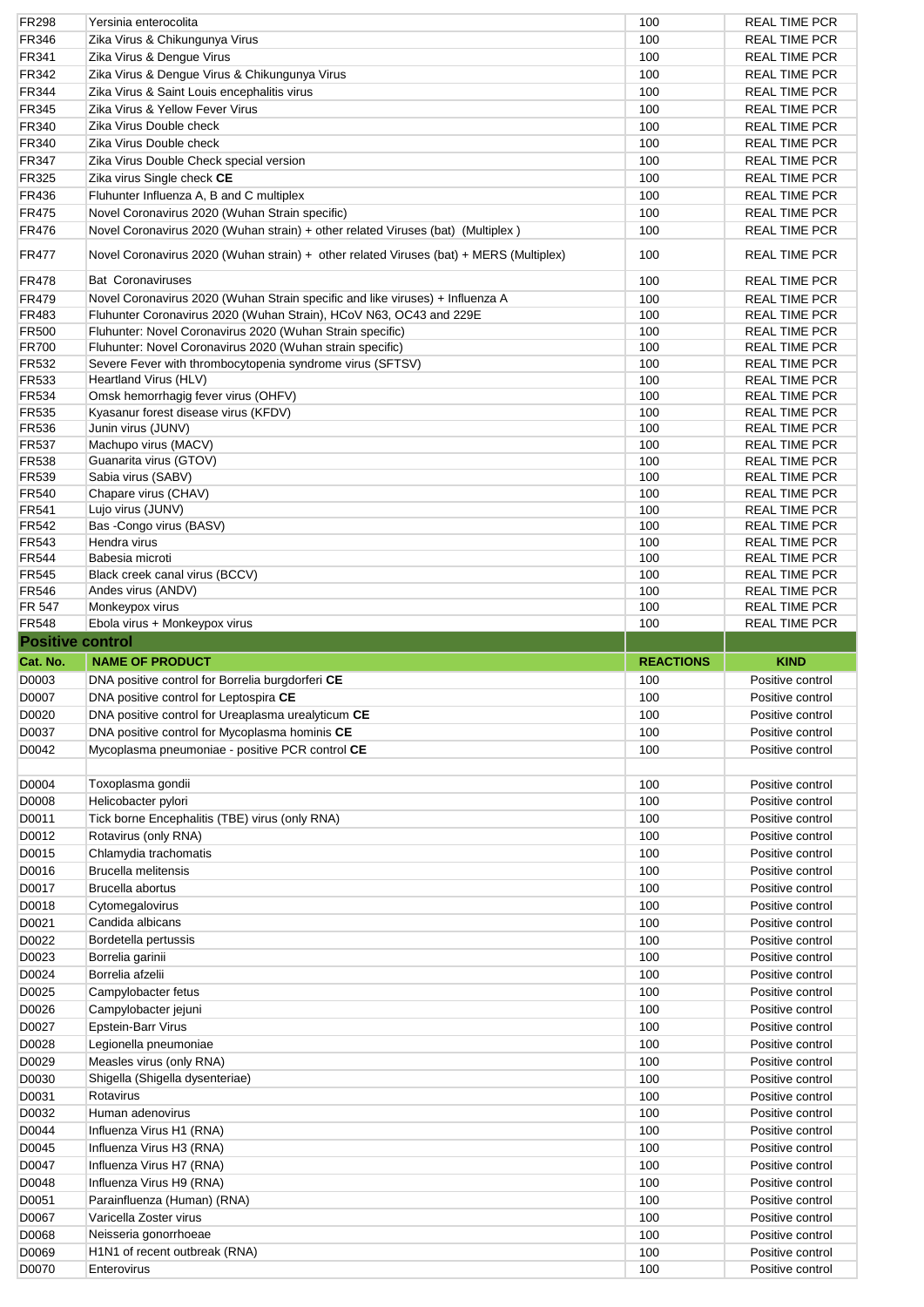| | | | |
|---|---|---|---|
| FR298 | Yersinia enterocolita | 100 | REAL TIME PCR |
| FR346 | Zika Virus & Chikungunya Virus | 100 | REAL TIME PCR |
| FR341 | Zika Virus & Dengue Virus | 100 | REAL TIME PCR |
| FR342 | Zika Virus & Dengue Virus & Chikungunya Virus | 100 | REAL TIME PCR |
| FR344 | Zika Virus & Saint Louis encephalitis virus | 100 | REAL TIME PCR |
| FR345 | Zika Virus & Yellow Fever Virus | 100 | REAL TIME PCR |
| FR340 | Zika Virus Double check | 100 | REAL TIME PCR |
| FR340 | Zika Virus Double check | 100 | REAL TIME PCR |
| FR347 | Zika Virus Double Check special version | 100 | REAL TIME PCR |
| FR325 | Zika virus Single check **CE** | 100 | REAL TIME PCR |
| FR436 | Fluhunter Influenza A, B and C multiplex | 100 | REAL TIME PCR |
| FR475 | Novel Coronavirus 2020 (Wuhan Strain specific) | 100 | REAL TIME PCR |
| FR476 | Novel Coronavirus 2020 (Wuhan strain) + other related Viruses (bat) (Multiplex ) | 100 | REAL TIME PCR |
| FR477 | Novel Coronavirus 2020 (Wuhan strain) + other related Viruses (bat) + MERS (Multiplex) | 100 | REAL TIME PCR |
| FR478 | Bat Coronaviruses | 100 | REAL TIME PCR |
| FR479 | Novel Coronavirus 2020 (Wuhan Strain specific and like viruses) + Influenza A | 100 | REAL TIME PCR |
| FR483 | Fluhunter Coronavirus 2020 (Wuhan Strain), HCoV N63, OC43 and 229E | 100 | REAL TIME PCR |
| FR500 | Fluhunter: Novel Coronavirus 2020 (Wuhan Strain specific) | 100 | REAL TIME PCR |
| FR700 | Fluhunter: Novel Coronavirus 2020 (Wuhan strain specific) | 100 | REAL TIME PCR |
| FR532 | Severe Fever with thrombocytopenia syndrome virus (SFTSV) | 100 | REAL TIME PCR |
| FR533 | Heartland Virus (HLV) | 100 | REAL TIME PCR |
| FR534 | Omsk hemorrhagig fever virus (OHFV) | 100 | REAL TIME PCR |
| FR535 | Kyasanur forest disease virus (KFDV) | 100 | REAL TIME PCR |
| FR536 | Junin virus (JUNV) | 100 | REAL TIME PCR |
| FR537 | Machupo virus (MACV) | 100 | REAL TIME PCR |
| FR538 | Guanarita virus (GTOV) | 100 | REAL TIME PCR |
| FR539 | Sabia virus (SABV) | 100 | REAL TIME PCR |
| FR540 | Chapare virus (CHAV) | 100 | REAL TIME PCR |
| FR541 | Lujo virus (JUNV) | 100 | REAL TIME PCR |
| FR542 | Bas -Congo virus (BASV) | 100 | REAL TIME PCR |
| FR543 | Hendra virus | 100 | REAL TIME PCR |
| FR544 | Babesia microti | 100 | REAL TIME PCR |
| FR545 | Black creek canal virus (BCCV) | 100 | REAL TIME PCR |
| FR546 | Andes virus (ANDV) | 100 | REAL TIME PCR |
| FR 547 | Monkeypox virus | 100 | REAL TIME PCR |
| FR548 | Ebola virus + Monkeypox virus | 100 | REAL TIME PCR |

**Positive control**

| Cat. No. | NAME OF PRODUCT | REACTIONS | KIND |
|---|---|---|---|
| D0003 | DNA positive control for Borrelia burgdorferi **CE** | 100 | Positive control |
| D0007 | DNA positive control for Leptospira **CE** | 100 | Positive control |
| D0020 | DNA positive control for Ureaplasma urealyticum **CE** | 100 | Positive control |
| D0037 | DNA positive control for Mycoplasma hominis **CE** | 100 | Positive control |
| D0042 | Mycoplasma pneumoniae - positive PCR control **CE** | 100 | Positive control |
| | | | |
| D0004 | Toxoplasma gondii | 100 | Positive control |
| D0008 | Helicobacter pylori | 100 | Positive control |
| D0011 | Tick borne Encephalitis (TBE) virus (only RNA) | 100 | Positive control |
| D0012 | Rotavirus (only RNA) | 100 | Positive control |
| D0015 | Chlamydia trachomatis | 100 | Positive control |
| D0016 | Brucella melitensis | 100 | Positive control |
| D0017 | Brucella abortus | 100 | Positive control |
| D0018 | Cytomegalovirus | 100 | Positive control |
| D0021 | Candida albicans | 100 | Positive control |
| D0022 | Bordetella pertussis | 100 | Positive control |
| D0023 | Borrelia garinii | 100 | Positive control |
| D0024 | Borrelia afzelii | 100 | Positive control |
| D0025 | Campylobacter fetus | 100 | Positive control |
| D0026 | Campylobacter jejuni | 100 | Positive control |
| D0027 | Epstein-Barr Virus | 100 | Positive control |
| D0028 | Legionella pneumoniae | 100 | Positive control |
| D0029 | Measles virus (only RNA) | 100 | Positive control |
| D0030 | Shigella (Shigella dysenteriae) | 100 | Positive control |
| D0031 | Rotavirus | 100 | Positive control |
| D0032 | Human adenovirus | 100 | Positive control |
| D0044 | Influenza Virus H1 (RNA) | 100 | Positive control |
| D0045 | Influenza Virus H3 (RNA) | 100 | Positive control |
| D0047 | Influenza Virus H7 (RNA) | 100 | Positive control |
| D0048 | Influenza Virus H9 (RNA) | 100 | Positive control |
| D0051 | Parainfluenza (Human) (RNA) | 100 | Positive control |
| D0067 | Varicella Zoster virus | 100 | Positive control |
| D0068 | Neisseria gonorrhoeae | 100 | Positive control |
| D0069 | H1N1 of recent outbreak (RNA) | 100 | Positive control |
| D0070 | Enterovirus | 100 | Positive control |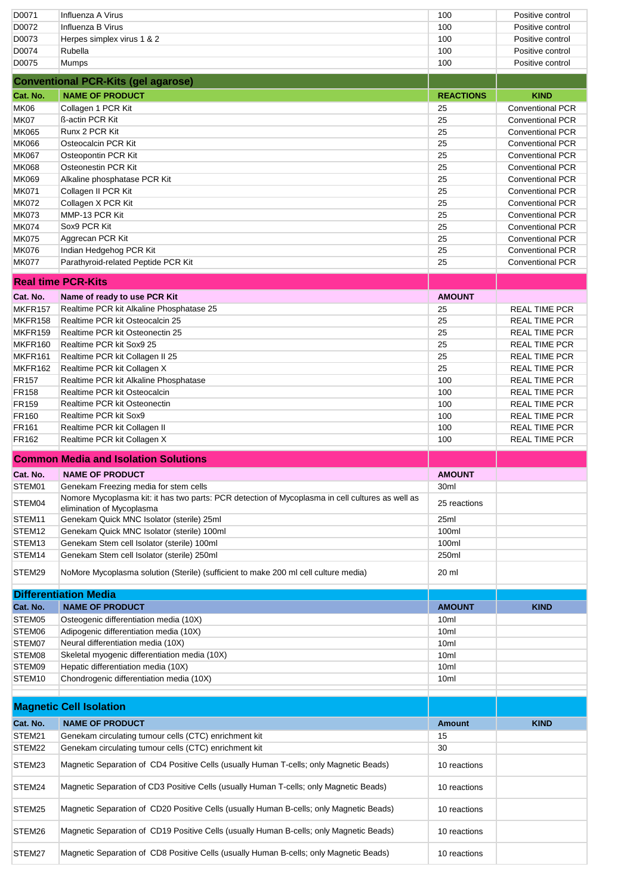| | | | |
|---|---|---|---|
| D0071 | Influenza A Virus | 100 | Positive control |
| D0072 | Influenza B Virus | 100 | Positive control |
| D0073 | Herpes simplex virus 1 & 2 | 100 | Positive control |
| D0074 | Rubella | 100 | Positive control |
| D0075 | Mumps | 100 | Positive control |

## Conventional PCR-Kits (gel agarose)

| Cat. No. | NAME OF PRODUCT | REACTIONS | KIND |
|---|---|---|---|
| MK06 | Collagen 1 PCR Kit | 25 | Conventional PCR |
| MK07 | ß-actin PCR Kit | 25 | Conventional PCR |
| MK065 | Runx 2 PCR Kit | 25 | Conventional PCR |
| MK066 | Osteocalcin PCR Kit | 25 | Conventional PCR |
| MK067 | Osteopontin PCR Kit | 25 | Conventional PCR |
| MK068 | Osteonestin PCR Kit | 25 | Conventional PCR |
| MK069 | Alkaline phosphatase PCR Kit | 25 | Conventional PCR |
| MK071 | Collagen II PCR Kit | 25 | Conventional PCR |
| MK072 | Collagen X PCR Kit | 25 | Conventional PCR |
| MK073 | MMP-13 PCR Kit | 25 | Conventional PCR |
| MK074 | Sox9 PCR Kit | 25 | Conventional PCR |
| MK075 | Aggrecan PCR Kit | 25 | Conventional PCR |
| MK076 | Indian Hedgehog PCR Kit | 25 | Conventional PCR |
| MK077 | Parathyroid-related Peptide PCR Kit | 25 | Conventional PCR |

## Real time PCR-Kits

| Cat. No. | Name of ready to use PCR Kit | AMOUNT | |
|---|---|---|---|
| MKFR157 | Realtime PCR kit Alkaline Phosphatase 25 | 25 | REAL TIME PCR |
| MKFR158 | Realtime PCR kit Osteocalcin 25 | 25 | REAL TIME PCR |
| MKFR159 | Realtime PCR kit Osteonectin 25 | 25 | REAL TIME PCR |
| MKFR160 | Realtime PCR kit Sox9 25 | 25 | REAL TIME PCR |
| MKFR161 | Realtime PCR kit Collagen II 25 | 25 | REAL TIME PCR |
| MKFR162 | Realtime PCR kit Collagen X | 25 | REAL TIME PCR |
| FR157 | Realtime PCR kit Alkaline Phosphatase | 100 | REAL TIME PCR |
| FR158 | Realtime PCR kit Osteocalcin | 100 | REAL TIME PCR |
| FR159 | Realtime PCR kit Osteonectin | 100 | REAL TIME PCR |
| FR160 | Realtime PCR kit Sox9 | 100 | REAL TIME PCR |
| FR161 | Realtime PCR kit Collagen II | 100 | REAL TIME PCR |
| FR162 | Realtime PCR kit Collagen X | 100 | REAL TIME PCR |

## Common Media and Isolation Solutions

| Cat. No. | NAME OF PRODUCT | AMOUNT | |
|---|---|---|---|
| STEM01 | Genekam Freezing media for stem cells | 30ml | |
| STEM04 | Nomore Mycoplasma kit: it has two parts: PCR detection of Mycoplasma in cell cultures as well as elimination of Mycoplasma | 25 reactions | |
| STEM11 | Genekam Quick MNC Isolator (sterile) 25ml | 25ml | |
| STEM12 | Genekam Quick MNC Isolator (sterile) 100ml | 100ml | |
| STEM13 | Genekam Stem cell Isolator (sterile) 100ml | 100ml | |
| STEM14 | Genekam Stem cell Isolator (sterile) 250ml | 250ml | |
| STEM29 | NoMore Mycoplasma solution (Sterile) (sufficient to make 200 ml cell culture media) | 20 ml | |

## Differentiation Media

| Cat. No. | NAME OF PRODUCT | AMOUNT | KIND |
|---|---|---|---|
| STEM05 | Osteogenic differentiation media (10X) | 10ml | |
| STEM06 | Adipogenic differentiation media (10X) | 10ml | |
| STEM07 | Neural differentiation media (10X) | 10ml | |
| STEM08 | Skeletal myogenic differentiation media (10X) | 10ml | |
| STEM09 | Hepatic differentiation media (10X) | 10ml | |
| STEM10 | Chondrogenic differentiation media (10X) | 10ml | |

## Magnetic Cell Isolation

| Cat. No. | NAME OF PRODUCT | Amount | KIND |
|---|---|---|---|
| STEM21 | Genekam circulating tumour cells (CTC) enrichment kit | 15 | |
| STEM22 | Genekam circulating tumour cells (CTC) enrichment kit | 30 | |
| STEM23 | Magnetic Separation of CD4 Positive Cells (usually Human T-cells; only Magnetic Beads) | 10 reactions | |
| STEM24 | Magnetic Separation of CD3 Positive Cells (usually Human T-cells; only Magnetic Beads) | 10 reactions | |
| STEM25 | Magnetic Separation of CD20 Positive Cells (usually Human B-cells; only Magnetic Beads) | 10 reactions | |
| STEM26 | Magnetic Separation of CD19 Positive Cells (usually Human B-cells; only Magnetic Beads) | 10 reactions | |
| STEM27 | Magnetic Separation of CD8 Positive Cells (usually Human B-cells; only Magnetic Beads) | 10 reactions | |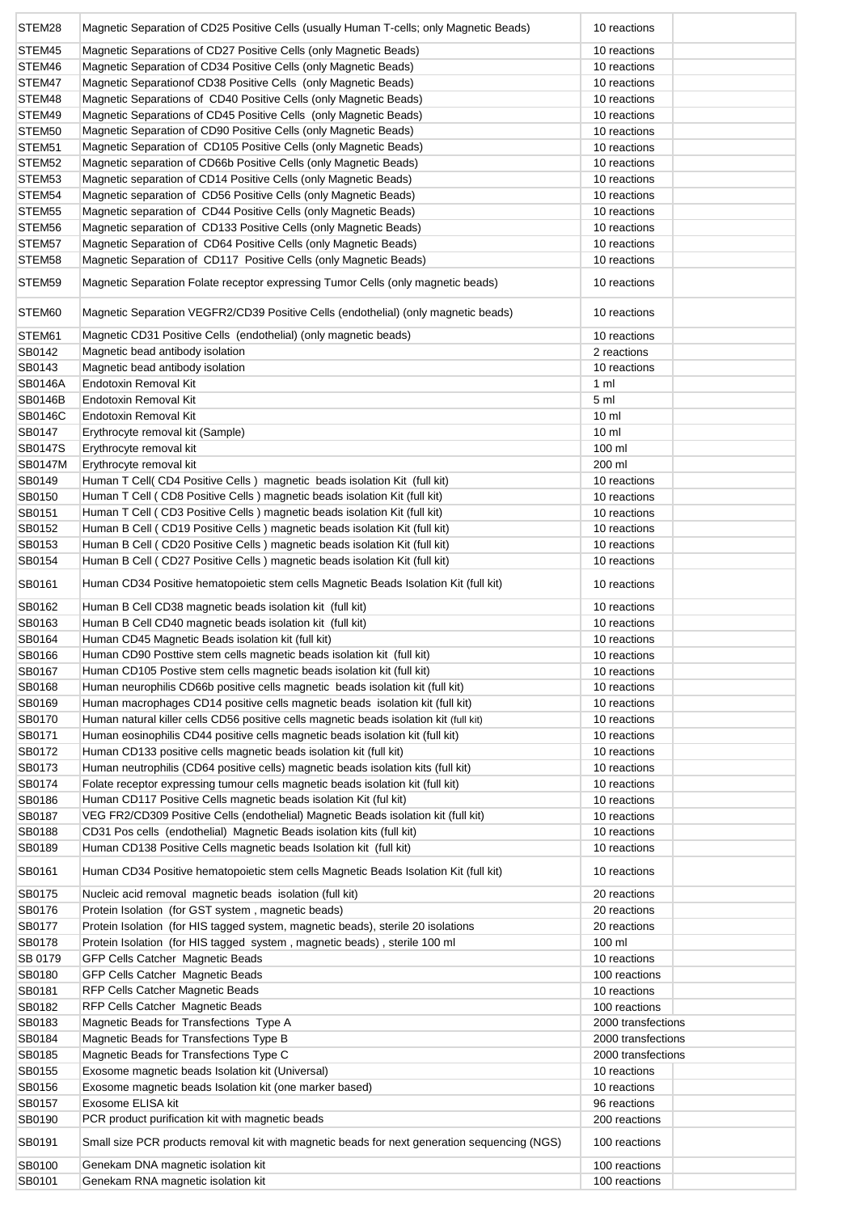| | | | |
|---|---|---|---|
| STEM28 | Magnetic Separation of CD25 Positive Cells (usually Human T-cells; only Magnetic Beads) | 10 reactions | |
| STEM45 | Magnetic Separations of CD27 Positive Cells (only Magnetic Beads) | 10 reactions | |
| STEM46 | Magnetic Separation of CD34 Positive Cells (only Magnetic Beads) | 10 reactions | |
| STEM47 | Magnetic Separationof CD38 Positive Cells (only Magnetic Beads) | 10 reactions | |
| STEM48 | Magnetic Separations of CD40 Positive Cells (only Magnetic Beads) | 10 reactions | |
| STEM49 | Magnetic Separations of CD45 Positive Cells (only Magnetic Beads) | 10 reactions | |
| STEM50 | Magnetic Separation of CD90 Positive Cells (only Magnetic Beads) | 10 reactions | |
| STEM51 | Magnetic Separation of CD105 Positive Cells (only Magnetic Beads) | 10 reactions | |
| STEM52 | Magnetic separation of CD66b Positive Cells (only Magnetic Beads) | 10 reactions | |
| STEM53 | Magnetic separation of CD14 Positive Cells (only Magnetic Beads) | 10 reactions | |
| STEM54 | Magnetic separation of CD56 Positive Cells (only Magnetic Beads) | 10 reactions | |
| STEM55 | Magnetic separation of CD44 Positive Cells (only Magnetic Beads) | 10 reactions | |
| STEM56 | Magnetic separation of CD133 Positive Cells (only Magnetic Beads) | 10 reactions | |
| STEM57 | Magnetic Separation of CD64 Positive Cells (only Magnetic Beads) | 10 reactions | |
| STEM58 | Magnetic Separation of CD117 Positive Cells (only Magnetic Beads) | 10 reactions | |
| STEM59 | Magnetic Separation Folate receptor expressing Tumor Cells (only magnetic beads) | 10 reactions | |
| STEM60 | Magnetic Separation VEGFR2/CD39 Positive Cells (endothelial) (only magnetic beads) | 10 reactions | |
| STEM61 | Magnetic CD31 Positive Cells (endothelial) (only magnetic beads) | 10 reactions | |
| SB0142 | Magnetic bead antibody isolation | 2 reactions | |
| SB0143 | Magnetic bead antibody isolation | 10 reactions | |
| SB0146A | Endotoxin Removal Kit | 1 ml | |
| SB0146B | Endotoxin Removal Kit | 5 ml | |
| SB0146C | Endotoxin Removal Kit | 10 ml | |
| SB0147 | Erythrocyte removal kit (Sample) | 10 ml | |
| SB0147S | Erythrocyte removal kit | 100 ml | |
| SB0147M | Erythrocyte removal kit | 200 ml | |
| SB0149 | Human T Cell( CD4 Positive Cells ) magnetic beads isolation Kit (full kit) | 10 reactions | |
| SB0150 | Human T Cell ( CD8 Positive Cells ) magnetic beads isolation Kit (full kit) | 10 reactions | |
| SB0151 | Human T Cell ( CD3 Positive Cells ) magnetic beads isolation Kit (full kit) | 10 reactions | |
| SB0152 | Human B Cell ( CD19 Positive Cells ) magnetic beads isolation Kit (full kit) | 10 reactions | |
| SB0153 | Human B Cell ( CD20 Positive Cells ) magnetic beads isolation Kit (full kit) | 10 reactions | |
| SB0154 | Human B Cell ( CD27 Positive Cells ) magnetic beads isolation Kit (full kit) | 10 reactions | |
| SB0161 | Human CD34 Positive hematopoietic stem cells Magnetic Beads Isolation Kit (full kit) | 10 reactions | |
| SB0162 | Human B Cell CD38 magnetic beads isolation kit (full kit) | 10 reactions | |
| SB0163 | Human B Cell CD40 magnetic beads isolation kit (full kit) | 10 reactions | |
| SB0164 | Human CD45 Magnetic Beads isolation kit (full kit) | 10 reactions | |
| SB0166 | Human CD90 Posttive stem cells magnetic beads isolation kit (full kit) | 10 reactions | |
| SB0167 | Human CD105 Postive stem cells magnetic beads isolation kit (full kit) | 10 reactions | |
| SB0168 | Human neurophilis CD66b positive cells magnetic beads isolation kit (full kit) | 10 reactions | |
| SB0169 | Human macrophages CD14 positive cells magnetic beads isolation kit (full kit) | 10 reactions | |
| SB0170 | Human natural killer cells CD56 positive cells magnetic beads isolation kit (full kit) | 10 reactions | |
| SB0171 | Human eosinophilis CD44 positive cells magnetic beads isolation kit (full kit) | 10 reactions | |
| SB0172 | Human CD133 positive cells magnetic beads isolation kit (full kit) | 10 reactions | |
| SB0173 | Human neutrophilis (CD64 positive cells) magnetic beads isolation kits (full kit) | 10 reactions | |
| SB0174 | Folate receptor expressing tumour cells magnetic beads isolation kit (full kit) | 10 reactions | |
| SB0186 | Human CD117 Positive Cells magnetic beads isolation Kit (ful kit) | 10 reactions | |
| SB0187 | VEG FR2/CD309 Positive Cells (endothelial) Magnetic Beads isolation kit (full kit) | 10 reactions | |
| SB0188 | CD31 Pos cells (endothelial) Magnetic Beads isolation kits (full kit) | 10 reactions | |
| SB0189 | Human CD138 Positive Cells magnetic beads Isolation kit (full kit) | 10 reactions | |
| SB0161 | Human CD34 Positive hematopoietic stem cells Magnetic Beads Isolation Kit (full kit) | 10 reactions | |
| SB0175 | Nucleic acid removal magnetic beads isolation (full kit) | 20 reactions | |
| SB0176 | Protein Isolation (for GST system , magnetic beads) | 20 reactions | |
| SB0177 | Protein Isolation (for HIS tagged system, magnetic beads), sterile 20 isolations | 20 reactions | |
| SB0178 | Protein Isolation (for HIS tagged system , magnetic beads) , sterile 100 ml | 100 ml | |
| SB 0179 | GFP Cells Catcher Magnetic Beads | 10 reactions | |
| SB0180 | GFP Cells Catcher Magnetic Beads | 100 reactions | |
| SB0181 | RFP Cells Catcher Magnetic Beads | 10 reactions | |
| SB0182 | RFP Cells Catcher Magnetic Beads | 100 reactions | |
| SB0183 | Magnetic Beads for Transfections Type A | 2000 transfections | |
| SB0184 | Magnetic Beads for Transfections Type B | 2000 transfections | |
| SB0185 | Magnetic Beads for Transfections Type C | 2000 transfections | |
| SB0155 | Exosome magnetic beads Isolation kit (Universal) | 10 reactions | |
| SB0156 | Exosome magnetic beads Isolation kit (one marker based) | 10 reactions | |
| SB0157 | Exosome ELISA kit | 96 reactions | |
| SB0190 | PCR product purification kit with magnetic beads | 200 reactions | |
| SB0191 | Small size PCR products removal kit with magnetic beads for next generation sequencing (NGS) | 100 reactions | |
| SB0100 | Genekam DNA magnetic isolation kit | 100 reactions | |
| SB0101 | Genekam RNA magnetic isolation kit | 100 reactions | |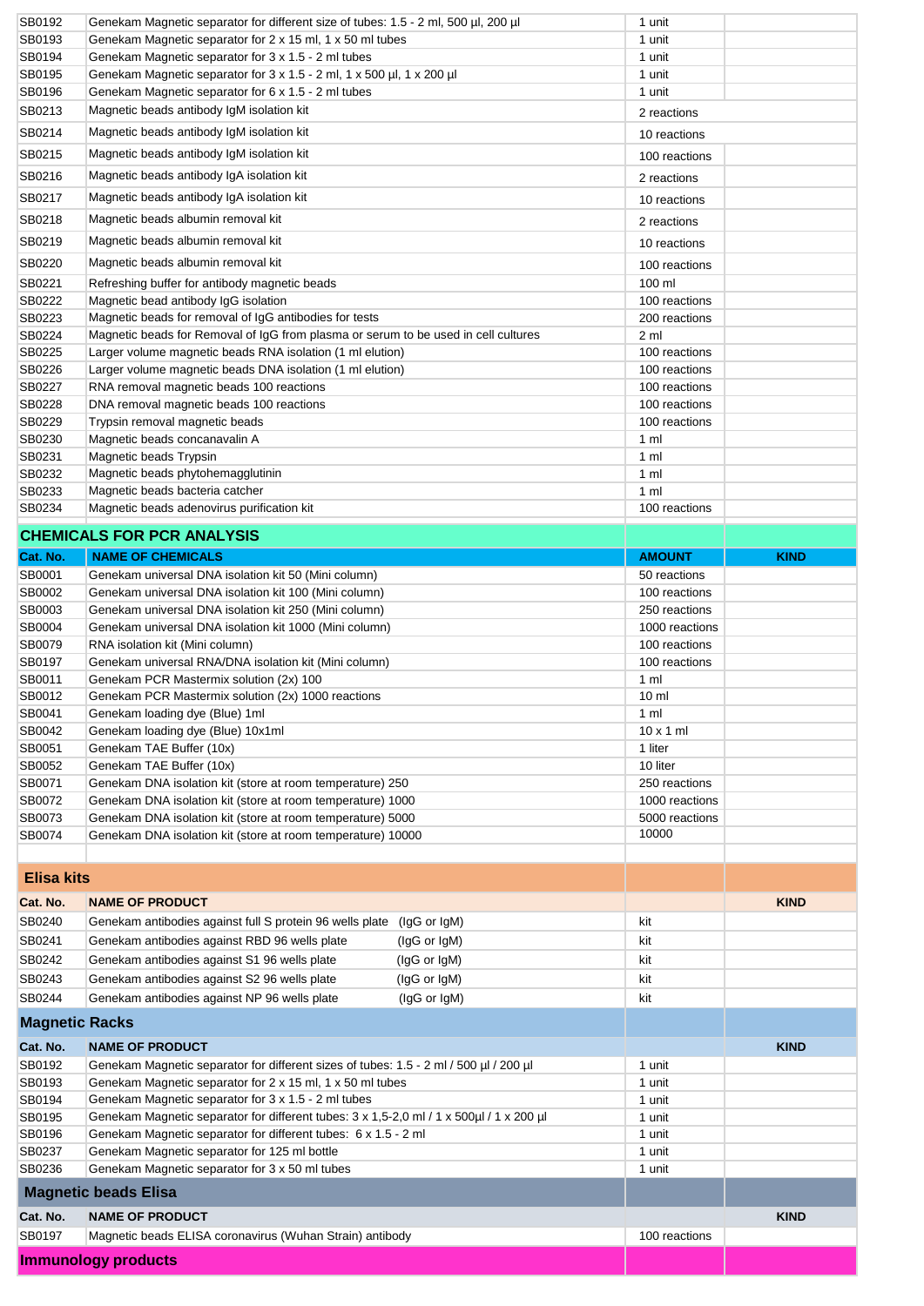| | | | |
|---|---|---|---|
| SB0192 | Genekam Magnetic separator for different size of tubes: 1.5 - 2 ml, 500 µl, 200 µl | 1 unit | |
| SB0193 | Genekam Magnetic separator for 2 x 15 ml, 1 x 50 ml tubes | 1 unit | |
| SB0194 | Genekam Magnetic separator for 3 x 1.5 - 2 ml tubes | 1 unit | |
| SB0195 | Genekam Magnetic separator for 3 x 1.5 - 2 ml, 1 x 500 µl, 1 x 200 µl | 1 unit | |
| SB0196 | Genekam Magnetic separator for 6 x 1.5 - 2 ml tubes | 1 unit | |
| SB0213 | Magnetic beads antibody IgM isolation kit | 2 reactions | |
| SB0214 | Magnetic beads antibody IgM isolation kit | 10 reactions | |
| SB0215 | Magnetic beads antibody IgM isolation kit | 100 reactions | |
| SB0216 | Magnetic beads antibody IgA isolation kit | 2 reactions | |
| SB0217 | Magnetic beads antibody IgA isolation kit | 10 reactions | |
| SB0218 | Magnetic beads albumin removal kit | 2 reactions | |
| SB0219 | Magnetic beads albumin removal kit | 10 reactions | |
| SB0220 | Magnetic beads albumin removal kit | 100 reactions | |
| SB0221 | Refreshing buffer for antibody magnetic beads | 100 ml | |
| SB0222 | Magnetic bead antibody IgG isolation | 100 reactions | |
| SB0223 | Magnetic beads for removal of IgG antibodies for tests | 200 reactions | |
| SB0224 | Magnetic beads for Removal of IgG from plasma or serum to be used in cell cultures | 2 ml | |
| SB0225 | Larger volume magnetic beads RNA isolation (1 ml elution) | 100 reactions | |
| SB0226 | Larger volume magnetic beads DNA isolation (1 ml elution) | 100 reactions | |
| SB0227 | RNA removal magnetic beads 100 reactions | 100 reactions | |
| SB0228 | DNA removal magnetic beads 100 reactions | 100 reactions | |
| SB0229 | Trypsin removal magnetic beads | 100 reactions | |
| SB0230 | Magnetic beads concanavalin A | 1 ml | |
| SB0231 | Magnetic beads Trypsin | 1 ml | |
| SB0232 | Magnetic beads phytohemagglutinin | 1 ml | |
| SB0233 | Magnetic beads bacteria catcher | 1 ml | |
| SB0234 | Magnetic beads adenovirus purification kit | 100 reactions | |

## CHEMICALS FOR PCR ANALYSIS

| Cat. No. | NAME OF CHEMICALS | AMOUNT | KIND |
|---|---|---|---|
| SB0001 | Genekam universal DNA isolation kit 50 (Mini column) | 50 reactions | |
| SB0002 | Genekam universal DNA isolation kit 100 (Mini column) | 100 reactions | |
| SB0003 | Genekam universal DNA isolation kit 250 (Mini column) | 250 reactions | |
| SB0004 | Genekam universal DNA isolation kit 1000 (Mini column) | 1000 reactions | |
| SB0079 | RNA isolation kit (Mini column) | 100 reactions | |
| SB0197 | Genekam universal RNA/DNA isolation kit (Mini column) | 100 reactions | |
| SB0011 | Genekam PCR Mastermix solution (2x) 100 | 1 ml | |
| SB0012 | Genekam PCR Mastermix solution (2x) 1000 reactions | 10 ml | |
| SB0041 | Genekam loading dye (Blue) 1ml | 1 ml | |
| SB0042 | Genekam loading dye (Blue) 10x1ml | 10 x 1 ml | |
| SB0051 | Genekam TAE Buffer (10x) | 1 liter | |
| SB0052 | Genekam TAE Buffer (10x) | 10 liter | |
| SB0071 | Genekam DNA isolation kit (store at room temperature) 250 | 250 reactions | |
| SB0072 | Genekam DNA isolation kit (store at room temperature) 1000 | 1000 reactions | |
| SB0073 | Genekam DNA isolation kit (store at room temperature) 5000 | 5000 reactions | |
| SB0074 | Genekam DNA isolation kit (store at room temperature) 10000 | 10000 | |

## Elisa kits

| Cat. No. | NAME OF PRODUCT | | KIND |
|---|---|---|---|
| SB0240 | Genekam antibodies against full S protein 96 wells plate (IgG or IgM) | kit | |
| SB0241 | Genekam antibodies against RBD 96 wells plate (IgG or IgM) | kit | |
| SB0242 | Genekam antibodies against S1 96 wells plate (IgG or IgM) | kit | |
| SB0243 | Genekam antibodies against S2 96 wells plate (IgG or IgM) | kit | |
| SB0244 | Genekam antibodies against NP 96 wells plate (IgG or IgM) | kit | |

## Magnetic Racks

| Cat. No. | NAME OF PRODUCT | | KIND |
|---|---|---|---|
| SB0192 | Genekam Magnetic separator for different sizes of tubes: 1.5 - 2 ml / 500 µl / 200 µl | 1 unit | |
| SB0193 | Genekam Magnetic separator for 2 x 15 ml, 1 x 50 ml tubes | 1 unit | |
| SB0194 | Genekam Magnetic separator for 3 x 1.5 - 2 ml tubes | 1 unit | |
| SB0195 | Genekam Magnetic separator for different tubes: 3 x 1,5-2,0 ml / 1 x 500µl / 1 x 200 µl | 1 unit | |
| SB0196 | Genekam Magnetic separator for different tubes: 6 x 1.5 - 2 ml | 1 unit | |
| SB0237 | Genekam Magnetic separator for 125 ml bottle | 1 unit | |
| SB0236 | Genekam Magnetic separator for 3 x 50 ml tubes | 1 unit | |

## Magnetic beads Elisa

| Cat. No. | NAME OF PRODUCT | | KIND |
|---|---|---|---|
| SB0197 | Magnetic beads ELISA coronavirus (Wuhan Strain) antibody | 100 reactions | |

## Immunology products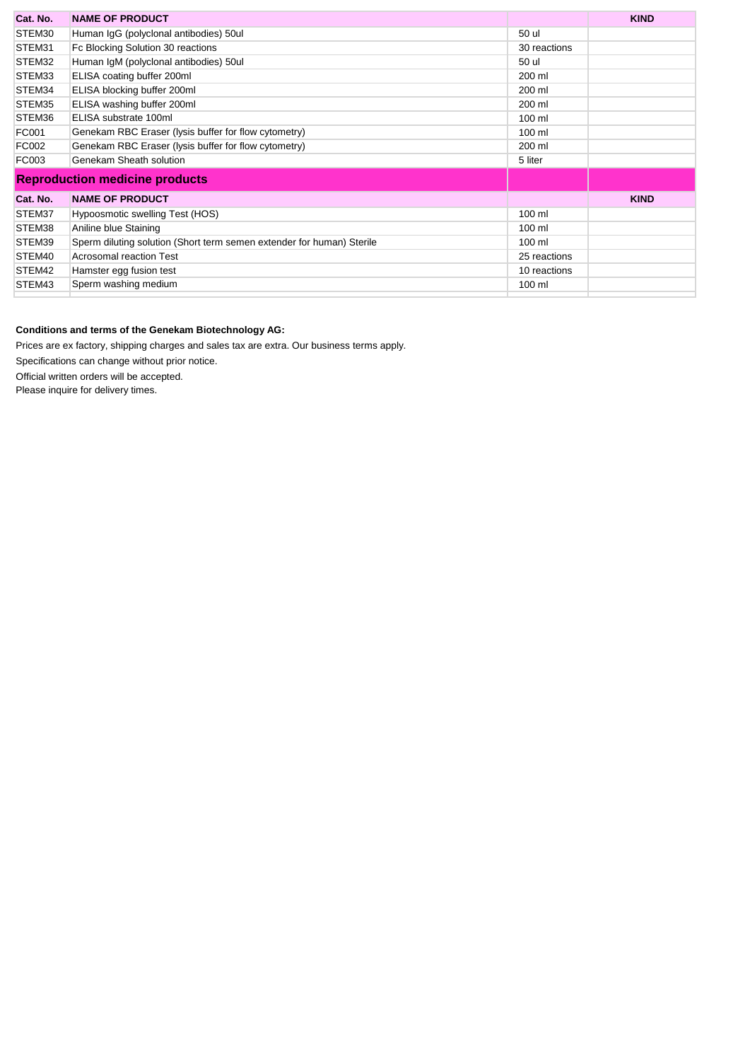| Cat. No. | NAME OF PRODUCT | | KIND |
|---|---|---|---|
| STEM30 | Human IgG (polyclonal antibodies) 50ul | 50 ul | |
| STEM31 | Fc Blocking Solution 30 reactions | 30 reactions | |
| STEM32 | Human IgM (polyclonal antibodies) 50ul | 50 ul | |
| STEM33 | ELISA coating buffer 200ml | 200 ml | |
| STEM34 | ELISA blocking buffer 200ml | 200 ml | |
| STEM35 | ELISA washing buffer 200ml | 200 ml | |
| STEM36 | ELISA substrate 100ml | 100 ml | |
| FC001 | Genekam RBC Eraser (lysis buffer for flow cytometry) | 100 ml | |
| FC002 | Genekam RBC Eraser (lysis buffer for flow cytometry) | 200 ml | |
| FC003 | Genekam Sheath solution | 5 liter | |

## Reproduction medicine products

| Cat. No. | NAME OF PRODUCT | | KIND |
|---|---|---|---|
| STEM37 | Hypoosmotic swelling Test (HOS) | 100 ml | |
| STEM38 | Aniline blue Staining | 100 ml | |
| STEM39 | Sperm diluting solution (Short term semen extender for human) Sterile | 100 ml | |
| STEM40 | Acrosomal reaction Test | 25 reactions | |
| STEM42 | Hamster egg fusion test | 10 reactions | |
| STEM43 | Sperm washing medium | 100 ml | |

**Conditions and terms of the Genekam Biotechnology AG:**

Prices are ex factory, shipping charges and sales tax are extra. Our business terms apply.

Specifications can change without prior notice.

Official written orders will be accepted.

Please inquire for delivery times.